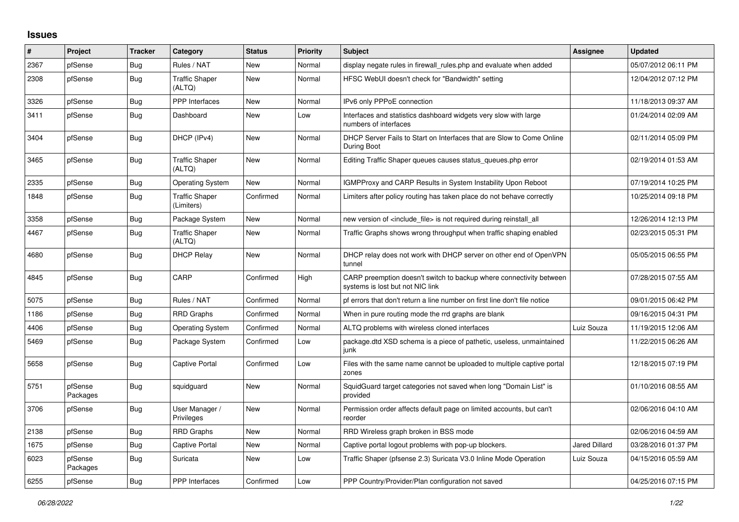## Issues

| # | Project | Tracker | Category | Status | Priority | Subject | Assignee | Updated |
|---|---|---|---|---|---|---|---|---|
| 2367 | pfSense | Bug | Rules / NAT | New | Normal | display negate rules in firewall_rules.php and evaluate when added | | 05/07/2012 06:11 PM |
| 2308 | pfSense | Bug | Traffic Shaper (ALTQ) | New | Normal | HFSC WebUI doesn't check for "Bandwidth" setting | | 12/04/2012 07:12 PM |
| 3326 | pfSense | Bug | PPP Interfaces | New | Normal | IPv6 only PPPoE connection | | 11/18/2013 09:37 AM |
| 3411 | pfSense | Bug | Dashboard | New | Low | Interfaces and statistics dashboard widgets very slow with large numbers of interfaces | | 01/24/2014 02:09 AM |
| 3404 | pfSense | Bug | DHCP (IPv4) | New | Normal | DHCP Server Fails to Start on Interfaces that are Slow to Come Online During Boot | | 02/11/2014 05:09 PM |
| 3465 | pfSense | Bug | Traffic Shaper (ALTQ) | New | Normal | Editing Traffic Shaper queues causes status_queues.php error | | 02/19/2014 01:53 AM |
| 2335 | pfSense | Bug | Operating System | New | Normal | IGMPProxy and CARP Results in System Instability Upon Reboot | | 07/19/2014 10:25 PM |
| 1848 | pfSense | Bug | Traffic Shaper (Limiters) | Confirmed | Normal | Limiters after policy routing has taken place do not behave correctly | | 10/25/2014 09:18 PM |
| 3358 | pfSense | Bug | Package System | New | Normal | new version of <include_file> is not required during reinstall_all | | 12/26/2014 12:13 PM |
| 4467 | pfSense | Bug | Traffic Shaper (ALTQ) | New | Normal | Traffic Graphs shows wrong throughput when traffic shaping enabled | | 02/23/2015 05:31 PM |
| 4680 | pfSense | Bug | DHCP Relay | New | Normal | DHCP relay does not work with DHCP server on other end of OpenVPN tunnel | | 05/05/2015 06:55 PM |
| 4845 | pfSense | Bug | CARP | Confirmed | High | CARP preemption doesn't switch to backup where connectivity between systems is lost but not NIC link | | 07/28/2015 07:55 AM |
| 5075 | pfSense | Bug | Rules / NAT | Confirmed | Normal | pf errors that don't return a line number on first line don't file notice | | 09/01/2015 06:42 PM |
| 1186 | pfSense | Bug | RRD Graphs | Confirmed | Normal | When in pure routing mode the rrd graphs are blank | | 09/16/2015 04:31 PM |
| 4406 | pfSense | Bug | Operating System | Confirmed | Normal | ALTQ problems with wireless cloned interfaces | Luiz Souza | 11/19/2015 12:06 AM |
| 5469 | pfSense | Bug | Package System | Confirmed | Low | package.dtd XSD schema is a piece of pathetic, useless, unmaintained junk | | 11/22/2015 06:26 AM |
| 5658 | pfSense | Bug | Captive Portal | Confirmed | Low | Files with the same name cannot be uploaded to multiple captive portal zones | | 12/18/2015 07:19 PM |
| 5751 | pfSense Packages | Bug | squidguard | New | Normal | SquidGuard target categories not saved when long "Domain List" is provided | | 01/10/2016 08:55 AM |
| 3706 | pfSense | Bug | User Manager / Privileges | New | Normal | Permission order affects default page on limited accounts, but can't reorder | | 02/06/2016 04:10 AM |
| 2138 | pfSense | Bug | RRD Graphs | New | Normal | RRD Wireless graph broken in BSS mode | | 02/06/2016 04:59 AM |
| 1675 | pfSense | Bug | Captive Portal | New | Normal | Captive portal logout problems with pop-up blockers. | Jared Dillard | 03/28/2016 01:37 PM |
| 6023 | pfSense Packages | Bug | Suricata | New | Low | Traffic Shaper (pfsense 2.3) Suricata V3.0 Inline Mode Operation | Luiz Souza | 04/15/2016 05:59 AM |
| 6255 | pfSense | Bug | PPP Interfaces | Confirmed | Low | PPP Country/Provider/Plan configuration not saved | | 04/25/2016 07:15 PM |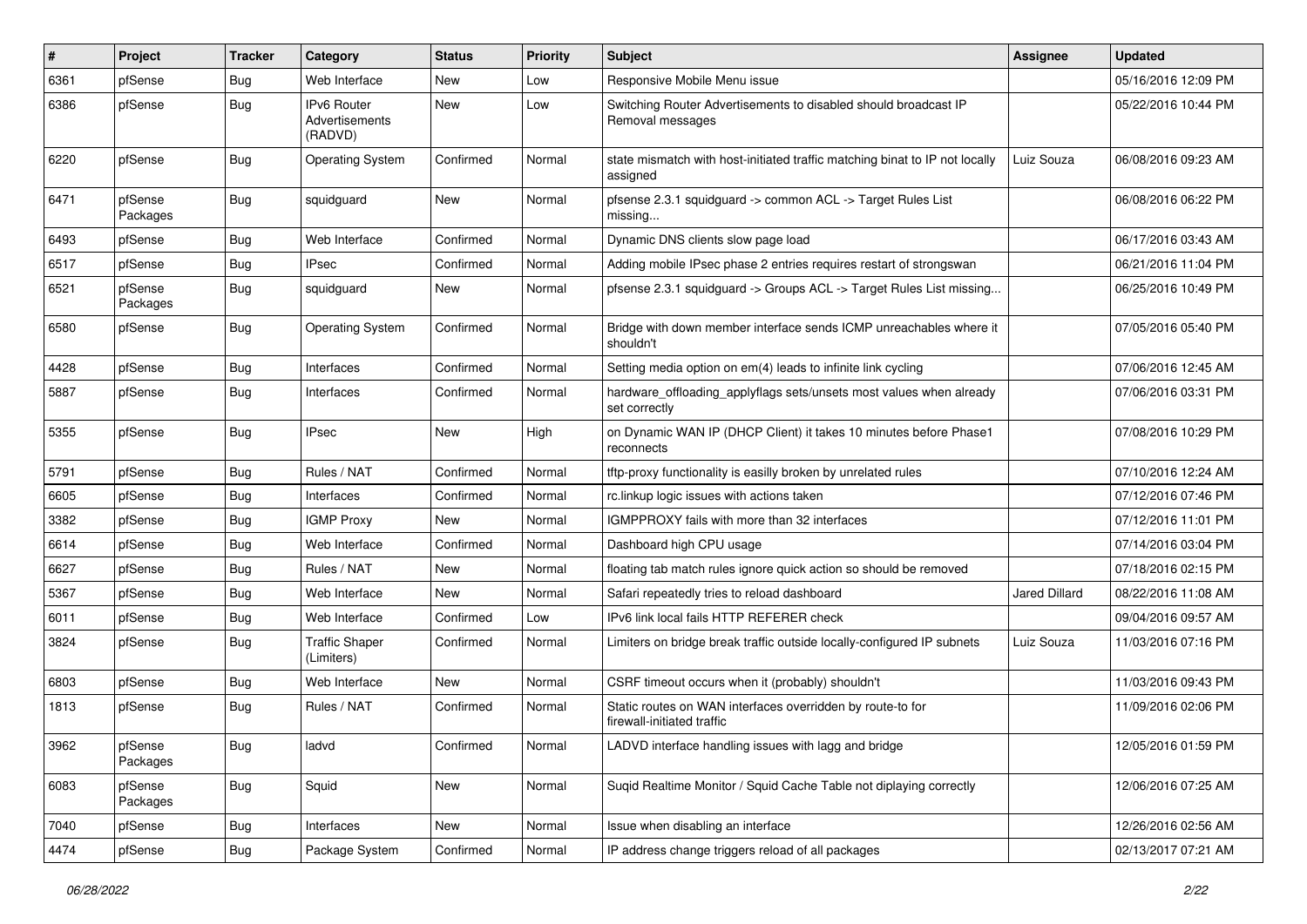| # | Project | Tracker | Category | Status | Priority | Subject | Assignee | Updated |
|---|---|---|---|---|---|---|---|---|
| 6361 | pfSense | Bug | Web Interface | New | Low | Responsive Mobile Menu issue | | 05/16/2016 12:09 PM |
| 6386 | pfSense | Bug | IPv6 Router Advertisements (RADVD) | New | Low | Switching Router Advertisements to disabled should broadcast IP Removal messages | | 05/22/2016 10:44 PM |
| 6220 | pfSense | Bug | Operating System | Confirmed | Normal | state mismatch with host-initiated traffic matching binat to IP not locally assigned | Luiz Souza | 06/08/2016 09:23 AM |
| 6471 | pfSense Packages | Bug | squidguard | New | Normal | pfsense 2.3.1 squidguard -> common ACL -> Target Rules List missing... | | 06/08/2016 06:22 PM |
| 6493 | pfSense | Bug | Web Interface | Confirmed | Normal | Dynamic DNS clients slow page load | | 06/17/2016 03:43 AM |
| 6517 | pfSense | Bug | IPsec | Confirmed | Normal | Adding mobile IPsec phase 2 entries requires restart of strongswan | | 06/21/2016 11:04 PM |
| 6521 | pfSense Packages | Bug | squidguard | New | Normal | pfsense 2.3.1 squidguard -> Groups ACL -> Target Rules List missing... | | 06/25/2016 10:49 PM |
| 6580 | pfSense | Bug | Operating System | Confirmed | Normal | Bridge with down member interface sends ICMP unreachables where it shouldn't | | 07/05/2016 05:40 PM |
| 4428 | pfSense | Bug | Interfaces | Confirmed | Normal | Setting media option on em(4) leads to infinite link cycling | | 07/06/2016 12:45 AM |
| 5887 | pfSense | Bug | Interfaces | Confirmed | Normal | hardware_offloading_applyflags sets/unsets most values when already set correctly | | 07/06/2016 03:31 PM |
| 5355 | pfSense | Bug | IPsec | New | High | on Dynamic WAN IP (DHCP Client) it takes 10 minutes before Phase1 reconnects | | 07/08/2016 10:29 PM |
| 5791 | pfSense | Bug | Rules / NAT | Confirmed | Normal | tftp-proxy functionality is easilly broken by unrelated rules | | 07/10/2016 12:24 AM |
| 6605 | pfSense | Bug | Interfaces | Confirmed | Normal | rc.linkup logic issues with actions taken | | 07/12/2016 07:46 PM |
| 3382 | pfSense | Bug | IGMP Proxy | New | Normal | IGMPPROXY fails with more than 32 interfaces | | 07/12/2016 11:01 PM |
| 6614 | pfSense | Bug | Web Interface | Confirmed | Normal | Dashboard high CPU usage | | 07/14/2016 03:04 PM |
| 6627 | pfSense | Bug | Rules / NAT | New | Normal | floating tab match rules ignore quick action so should be removed | | 07/18/2016 02:15 PM |
| 5367 | pfSense | Bug | Web Interface | New | Normal | Safari repeatedly tries to reload dashboard | Jared Dillard | 08/22/2016 11:08 AM |
| 6011 | pfSense | Bug | Web Interface | Confirmed | Low | IPv6 link local fails HTTP REFERER check | | 09/04/2016 09:57 AM |
| 3824 | pfSense | Bug | Traffic Shaper (Limiters) | Confirmed | Normal | Limiters on bridge break traffic outside locally-configured IP subnets | Luiz Souza | 11/03/2016 07:16 PM |
| 6803 | pfSense | Bug | Web Interface | New | Normal | CSRF timeout occurs when it (probably) shouldn't | | 11/03/2016 09:43 PM |
| 1813 | pfSense | Bug | Rules / NAT | Confirmed | Normal | Static routes on WAN interfaces overridden by route-to for firewall-initiated traffic | | 11/09/2016 02:06 PM |
| 3962 | pfSense Packages | Bug | ladvd | Confirmed | Normal | LADVD interface handling issues with lagg and bridge | | 12/05/2016 01:59 PM |
| 6083 | pfSense Packages | Bug | Squid | New | Normal | Suqid Realtime Monitor / Squid Cache Table not diplaying correctly | | 12/06/2016 07:25 AM |
| 7040 | pfSense | Bug | Interfaces | New | Normal | Issue when disabling an interface | | 12/26/2016 02:56 AM |
| 4474 | pfSense | Bug | Package System | Confirmed | Normal | IP address change triggers reload of all packages | | 02/13/2017 07:21 AM |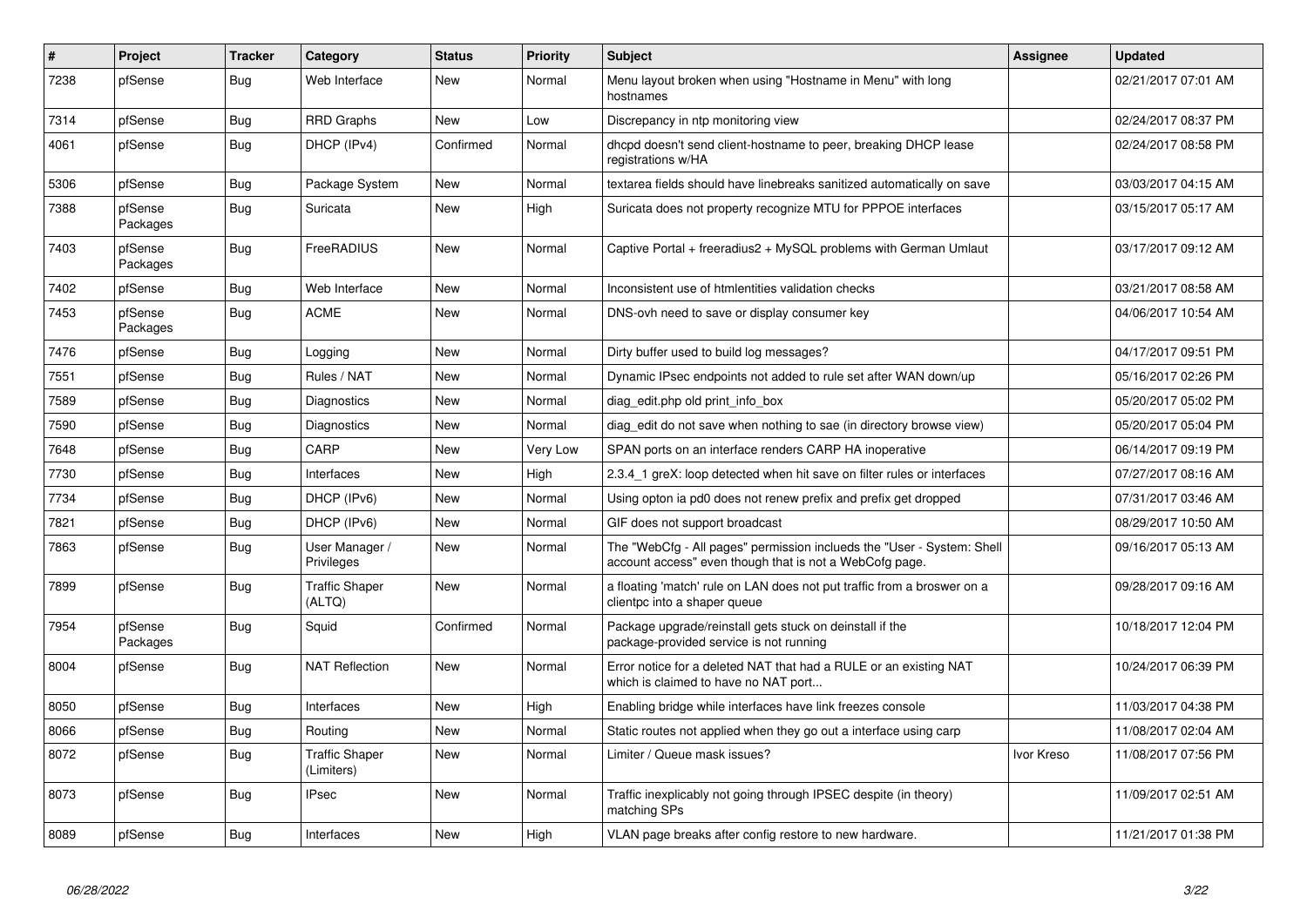| # | Project | Tracker | Category | Status | Priority | Subject | Assignee | Updated |
|---|---|---|---|---|---|---|---|---|
| 7238 | pfSense | Bug | Web Interface | New | Normal | Menu layout broken when using "Hostname in Menu" with long hostnames | | 02/21/2017 07:01 AM |
| 7314 | pfSense | Bug | RRD Graphs | New | Low | Discrepancy in ntp monitoring view | | 02/24/2017 08:37 PM |
| 4061 | pfSense | Bug | DHCP (IPv4) | Confirmed | Normal | dhcpd doesn't send client-hostname to peer, breaking DHCP lease registrations w/HA | | 02/24/2017 08:58 PM |
| 5306 | pfSense | Bug | Package System | New | Normal | textarea fields should have linebreaks sanitized automatically on save | | 03/03/2017 04:15 AM |
| 7388 | pfSense Packages | Bug | Suricata | New | High | Suricata does not property recognize MTU for PPPOE interfaces | | 03/15/2017 05:17 AM |
| 7403 | pfSense Packages | Bug | FreeRADIUS | New | Normal | Captive Portal + freeradius2 + MySQL problems with German Umlaut | | 03/17/2017 09:12 AM |
| 7402 | pfSense | Bug | Web Interface | New | Normal | Inconsistent use of htmlentities validation checks | | 03/21/2017 08:58 AM |
| 7453 | pfSense Packages | Bug | ACME | New | Normal | DNS-ovh need to save or display consumer key | | 04/06/2017 10:54 AM |
| 7476 | pfSense | Bug | Logging | New | Normal | Dirty buffer used to build log messages? | | 04/17/2017 09:51 PM |
| 7551 | pfSense | Bug | Rules / NAT | New | Normal | Dynamic IPsec endpoints not added to rule set after WAN down/up | | 05/16/2017 02:26 PM |
| 7589 | pfSense | Bug | Diagnostics | New | Normal | diag_edit.php old print_info_box | | 05/20/2017 05:02 PM |
| 7590 | pfSense | Bug | Diagnostics | New | Normal | diag_edit do not save when nothing to sae (in directory browse view) | | 05/20/2017 05:04 PM |
| 7648 | pfSense | Bug | CARP | New | Very Low | SPAN ports on an interface renders CARP HA inoperative | | 06/14/2017 09:19 PM |
| 7730 | pfSense | Bug | Interfaces | New | High | 2.3.4_1 greX: loop detected when hit save on filter rules or interfaces | | 07/27/2017 08:16 AM |
| 7734 | pfSense | Bug | DHCP (IPv6) | New | Normal | Using opton ia pd0 does not renew prefix and prefix get dropped | | 07/31/2017 03:46 AM |
| 7821 | pfSense | Bug | DHCP (IPv6) | New | Normal | GIF does not support broadcast | | 08/29/2017 10:50 AM |
| 7863 | pfSense | Bug | User Manager / Privileges | New | Normal | The "WebCfg - All pages" permission inclueds the "User - System: Shell account access" even though that is not a WebCofg page. | | 09/16/2017 05:13 AM |
| 7899 | pfSense | Bug | Traffic Shaper (ALTQ) | New | Normal | a floating 'match' rule on LAN does not put traffic from a broswer on a clientpc into a shaper queue | | 09/28/2017 09:16 AM |
| 7954 | pfSense Packages | Bug | Squid | Confirmed | Normal | Package upgrade/reinstall gets stuck on deinstall if the package-provided service is not running | | 10/18/2017 12:04 PM |
| 8004 | pfSense | Bug | NAT Reflection | New | Normal | Error notice for a deleted NAT that had a RULE or an existing NAT which is claimed to have no NAT port... | | 10/24/2017 06:39 PM |
| 8050 | pfSense | Bug | Interfaces | New | High | Enabling bridge while interfaces have link freezes console | | 11/03/2017 04:38 PM |
| 8066 | pfSense | Bug | Routing | New | Normal | Static routes not applied when they go out a interface using carp | | 11/08/2017 02:04 AM |
| 8072 | pfSense | Bug | Traffic Shaper (Limiters) | New | Normal | Limiter / Queue mask issues? | Ivor Kreso | 11/08/2017 07:56 PM |
| 8073 | pfSense | Bug | IPsec | New | Normal | Traffic inexplicably not going through IPSEC despite (in theory) matching SPs | | 11/09/2017 02:51 AM |
| 8089 | pfSense | Bug | Interfaces | New | High | VLAN page breaks after config restore to new hardware. | | 11/21/2017 01:38 PM |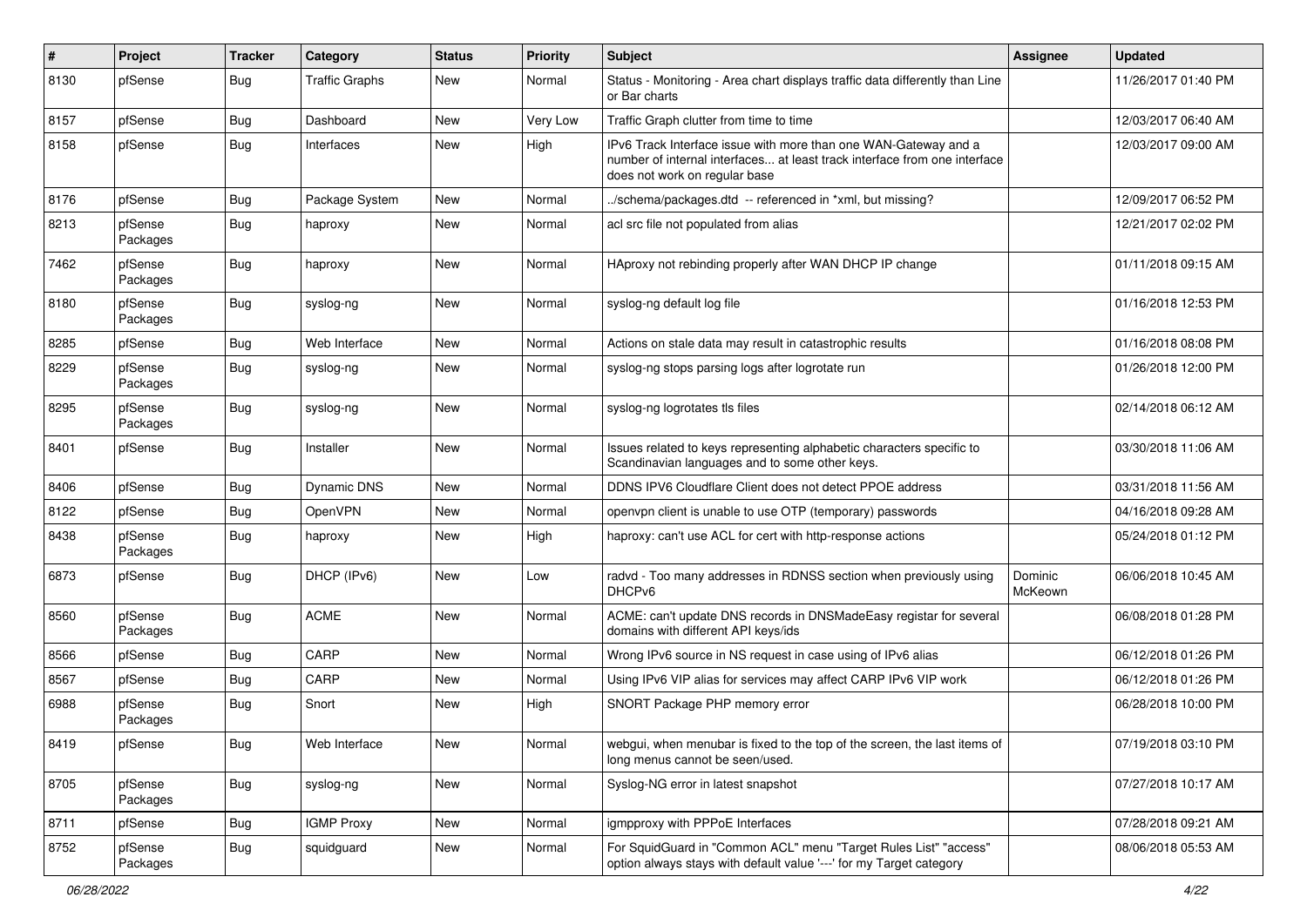| # | Project | Tracker | Category | Status | Priority | Subject | Assignee | Updated |
|---|---|---|---|---|---|---|---|---|
| 8130 | pfSense | Bug | Traffic Graphs | New | Normal | Status - Monitoring - Area chart displays traffic data differently than Line or Bar charts | | 11/26/2017 01:40 PM |
| 8157 | pfSense | Bug | Dashboard | New | Very Low | Traffic Graph clutter from time to time | | 12/03/2017 06:40 AM |
| 8158 | pfSense | Bug | Interfaces | New | High | IPv6 Track Interface issue with more than one WAN-Gateway and a number of internal interfaces... at least track interface from one interface does not work on regular base | | 12/03/2017 09:00 AM |
| 8176 | pfSense | Bug | Package System | New | Normal | ../schema/packages.dtd -- referenced in *xml, but missing? | | 12/09/2017 06:52 PM |
| 8213 | pfSense Packages | Bug | haproxy | New | Normal | acl src file not populated from alias | | 12/21/2017 02:02 PM |
| 7462 | pfSense Packages | Bug | haproxy | New | Normal | HAproxy not rebinding properly after WAN DHCP IP change | | 01/11/2018 09:15 AM |
| 8180 | pfSense Packages | Bug | syslog-ng | New | Normal | syslog-ng default log file | | 01/16/2018 12:53 PM |
| 8285 | pfSense | Bug | Web Interface | New | Normal | Actions on stale data may result in catastrophic results | | 01/16/2018 08:08 PM |
| 8229 | pfSense Packages | Bug | syslog-ng | New | Normal | syslog-ng stops parsing logs after logrotate run | | 01/26/2018 12:00 PM |
| 8295 | pfSense Packages | Bug | syslog-ng | New | Normal | syslog-ng logrotates tls files | | 02/14/2018 06:12 AM |
| 8401 | pfSense | Bug | Installer | New | Normal | Issues related to keys representing alphabetic characters specific to Scandinavian languages and to some other keys. | | 03/30/2018 11:06 AM |
| 8406 | pfSense | Bug | Dynamic DNS | New | Normal | DDNS IPV6 Cloudflare Client does not detect PPOE address | | 03/31/2018 11:56 AM |
| 8122 | pfSense | Bug | OpenVPN | New | Normal | openvpn client is unable to use OTP (temporary) passwords | | 04/16/2018 09:28 AM |
| 8438 | pfSense Packages | Bug | haproxy | New | High | haproxy: can't use ACL for cert with http-response actions | | 05/24/2018 01:12 PM |
| 6873 | pfSense | Bug | DHCP (IPv6) | New | Low | radvd - Too many addresses in RDNSS section when previously using DHCPv6 | Dominic McKeown | 06/06/2018 10:45 AM |
| 8560 | pfSense Packages | Bug | ACME | New | Normal | ACME: can't update DNS records in DNSMadeEasy registar for several domains with different API keys/ids | | 06/08/2018 01:28 PM |
| 8566 | pfSense | Bug | CARP | New | Normal | Wrong IPv6 source in NS request in case using of IPv6 alias | | 06/12/2018 01:26 PM |
| 8567 | pfSense | Bug | CARP | New | Normal | Using IPv6 VIP alias for services may affect CARP IPv6 VIP work | | 06/12/2018 01:26 PM |
| 6988 | pfSense Packages | Bug | Snort | New | High | SNORT Package PHP memory error | | 06/28/2018 10:00 PM |
| 8419 | pfSense | Bug | Web Interface | New | Normal | webgui, when menubar is fixed to the top of the screen, the last items of long menus cannot be seen/used. | | 07/19/2018 03:10 PM |
| 8705 | pfSense Packages | Bug | syslog-ng | New | Normal | Syslog-NG error in latest snapshot | | 07/27/2018 10:17 AM |
| 8711 | pfSense | Bug | IGMP Proxy | New | Normal | igmpproxy with PPPoE Interfaces | | 07/28/2018 09:21 AM |
| 8752 | pfSense Packages | Bug | squidguard | New | Normal | For SquidGuard in "Common ACL" menu "Target Rules List" "access" option always stays with default value '---' for my Target category | | 08/06/2018 05:53 AM |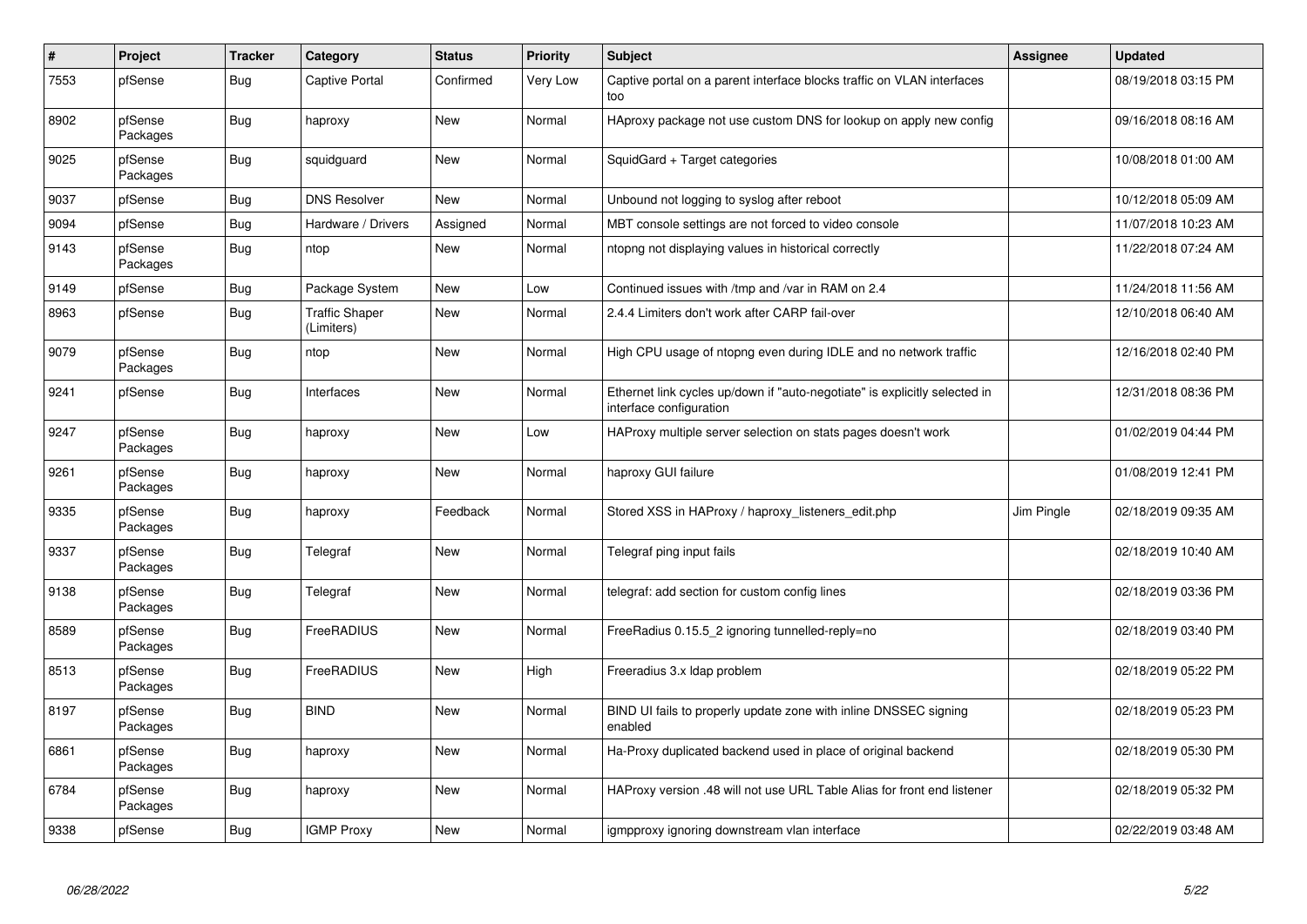| # | Project | Tracker | Category | Status | Priority | Subject | Assignee | Updated |
|---|---|---|---|---|---|---|---|---|
| 7553 | pfSense | Bug | Captive Portal | Confirmed | Very Low | Captive portal on a parent interface blocks traffic on VLAN interfaces too | | 08/19/2018 03:15 PM |
| 8902 | pfSense Packages | Bug | haproxy | New | Normal | HAproxy package not use custom DNS for lookup on apply new config | | 09/16/2018 08:16 AM |
| 9025 | pfSense Packages | Bug | squidguard | New | Normal | SquidGard + Target categories | | 10/08/2018 01:00 AM |
| 9037 | pfSense | Bug | DNS Resolver | New | Normal | Unbound not logging to syslog after reboot | | 10/12/2018 05:09 AM |
| 9094 | pfSense | Bug | Hardware / Drivers | Assigned | Normal | MBT console settings are not forced to video console | | 11/07/2018 10:23 AM |
| 9143 | pfSense Packages | Bug | ntop | New | Normal | ntopng not displaying values in historical correctly | | 11/22/2018 07:24 AM |
| 9149 | pfSense | Bug | Package System | New | Low | Continued issues with /tmp and /var in RAM on 2.4 | | 11/24/2018 11:56 AM |
| 8963 | pfSense | Bug | Traffic Shaper (Limiters) | New | Normal | 2.4.4 Limiters don't work after CARP fail-over | | 12/10/2018 06:40 AM |
| 9079 | pfSense Packages | Bug | ntop | New | Normal | High CPU usage of ntopng even during IDLE and no network traffic | | 12/16/2018 02:40 PM |
| 9241 | pfSense | Bug | Interfaces | New | Normal | Ethernet link cycles up/down if "auto-negotiate" is explicitly selected in interface configuration | | 12/31/2018 08:36 PM |
| 9247 | pfSense Packages | Bug | haproxy | New | Low | HAProxy multiple server selection on stats pages doesn't work | | 01/02/2019 04:44 PM |
| 9261 | pfSense Packages | Bug | haproxy | New | Normal | haproxy GUI failure | | 01/08/2019 12:41 PM |
| 9335 | pfSense Packages | Bug | haproxy | Feedback | Normal | Stored XSS in HAProxy / haproxy_listeners_edit.php | Jim Pingle | 02/18/2019 09:35 AM |
| 9337 | pfSense Packages | Bug | Telegraf | New | Normal | Telegraf ping input fails | | 02/18/2019 10:40 AM |
| 9138 | pfSense Packages | Bug | Telegraf | New | Normal | telegraf: add section for custom config lines | | 02/18/2019 03:36 PM |
| 8589 | pfSense Packages | Bug | FreeRADIUS | New | Normal | FreeRadius 0.15.5_2 ignoring tunnelled-reply=no | | 02/18/2019 03:40 PM |
| 8513 | pfSense Packages | Bug | FreeRADIUS | New | High | Freeradius 3.x ldap problem | | 02/18/2019 05:22 PM |
| 8197 | pfSense Packages | Bug | BIND | New | Normal | BIND UI fails to properly update zone with inline DNSSEC signing enabled | | 02/18/2019 05:23 PM |
| 6861 | pfSense Packages | Bug | haproxy | New | Normal | Ha-Proxy duplicated backend used in place of original backend | | 02/18/2019 05:30 PM |
| 6784 | pfSense Packages | Bug | haproxy | New | Normal | HAProxy version .48 will not use URL Table Alias for front end listener | | 02/18/2019 05:32 PM |
| 9338 | pfSense | Bug | IGMP Proxy | New | Normal | igmpproxy ignoring downstream vlan interface | | 02/22/2019 03:48 AM |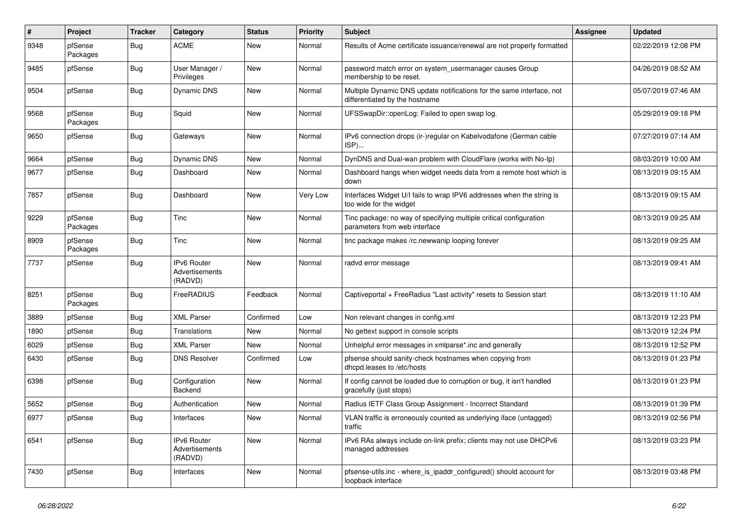| # | Project | Tracker | Category | Status | Priority | Subject | Assignee | Updated |
|---|---|---|---|---|---|---|---|---|
| 9348 | pfSense Packages | Bug | ACME | New | Normal | Results of Acme certificate issuance/renewal are not properly formatted | | 02/22/2019 12:08 PM |
| 9485 | pfSense | Bug | User Manager / Privileges | New | Normal | password match error on system_usermanager causes Group membership to be reset. | | 04/26/2019 08:52 AM |
| 9504 | pfSense | Bug | Dynamic DNS | New | Normal | Multiple Dynamic DNS update notifications for the same interface, not differentiated by the hostname | | 05/07/2019 07:46 AM |
| 9568 | pfSense Packages | Bug | Squid | New | Normal | UFSSwapDir::openLog: Failed to open swap log. | | 05/29/2019 09:18 PM |
| 9650 | pfSense | Bug | Gateways | New | Normal | IPv6 connection drops (ir-)regular on Kabelvodafone (German cable ISP)... | | 07/27/2019 07:14 AM |
| 9664 | pfSense | Bug | Dynamic DNS | New | Normal | DynDNS and Dual-wan problem with CloudFlare (works with No-Ip) | | 08/03/2019 10:00 AM |
| 9677 | pfSense | Bug | Dashboard | New | Normal | Dashboard hangs when widget needs data from a remote host which is down | | 08/13/2019 09:15 AM |
| 7857 | pfSense | Bug | Dashboard | New | Very Low | Interfaces Widget U/I fails to wrap IPV6 addresses when the string is too wide for the widget | | 08/13/2019 09:15 AM |
| 9229 | pfSense Packages | Bug | Tinc | New | Normal | Tinc package: no way of specifying multiple critical configuration parameters from web interface | | 08/13/2019 09:25 AM |
| 8909 | pfSense Packages | Bug | Tinc | New | Normal | tinc package makes /rc.newwanip looping forever | | 08/13/2019 09:25 AM |
| 7737 | pfSense | Bug | IPv6 Router Advertisements (RADVD) | New | Normal | radvd error message | | 08/13/2019 09:41 AM |
| 8251 | pfSense Packages | Bug | FreeRADIUS | Feedback | Normal | Captiveportal + FreeRadius "Last activity" resets to Session start | | 08/13/2019 11:10 AM |
| 3889 | pfSense | Bug | XML Parser | Confirmed | Low | Non relevant changes in config.xml | | 08/13/2019 12:23 PM |
| 1890 | pfSense | Bug | Translations | New | Normal | No gettext support in console scripts | | 08/13/2019 12:24 PM |
| 6029 | pfSense | Bug | XML Parser | New | Normal | Unhelpful error messages in xmlparse*.inc and generally | | 08/13/2019 12:52 PM |
| 6430 | pfSense | Bug | DNS Resolver | Confirmed | Low | pfsense should sanity-check hostnames when copying from dhcpd.leases to /etc/hosts | | 08/13/2019 01:23 PM |
| 6398 | pfSense | Bug | Configuration Backend | New | Normal | If config cannot be loaded due to corruption or bug, it isn't handled gracefully (just stops) | | 08/13/2019 01:23 PM |
| 5652 | pfSense | Bug | Authentication | New | Normal | Radius IETF Class Group Assignment - Incorrect Standard | | 08/13/2019 01:39 PM |
| 6977 | pfSense | Bug | Interfaces | New | Normal | VLAN traffic is erroneously counted as underlying iface (untagged) traffic | | 08/13/2019 02:56 PM |
| 6541 | pfSense | Bug | IPv6 Router Advertisements (RADVD) | New | Normal | IPv6 RAs always include on-link prefix; clients may not use DHCPv6 managed addresses | | 08/13/2019 03:23 PM |
| 7430 | pfSense | Bug | Interfaces | New | Normal | pfsense-utils.inc - where_is_ipaddr_configured() should account for loopback interface | | 08/13/2019 03:48 PM |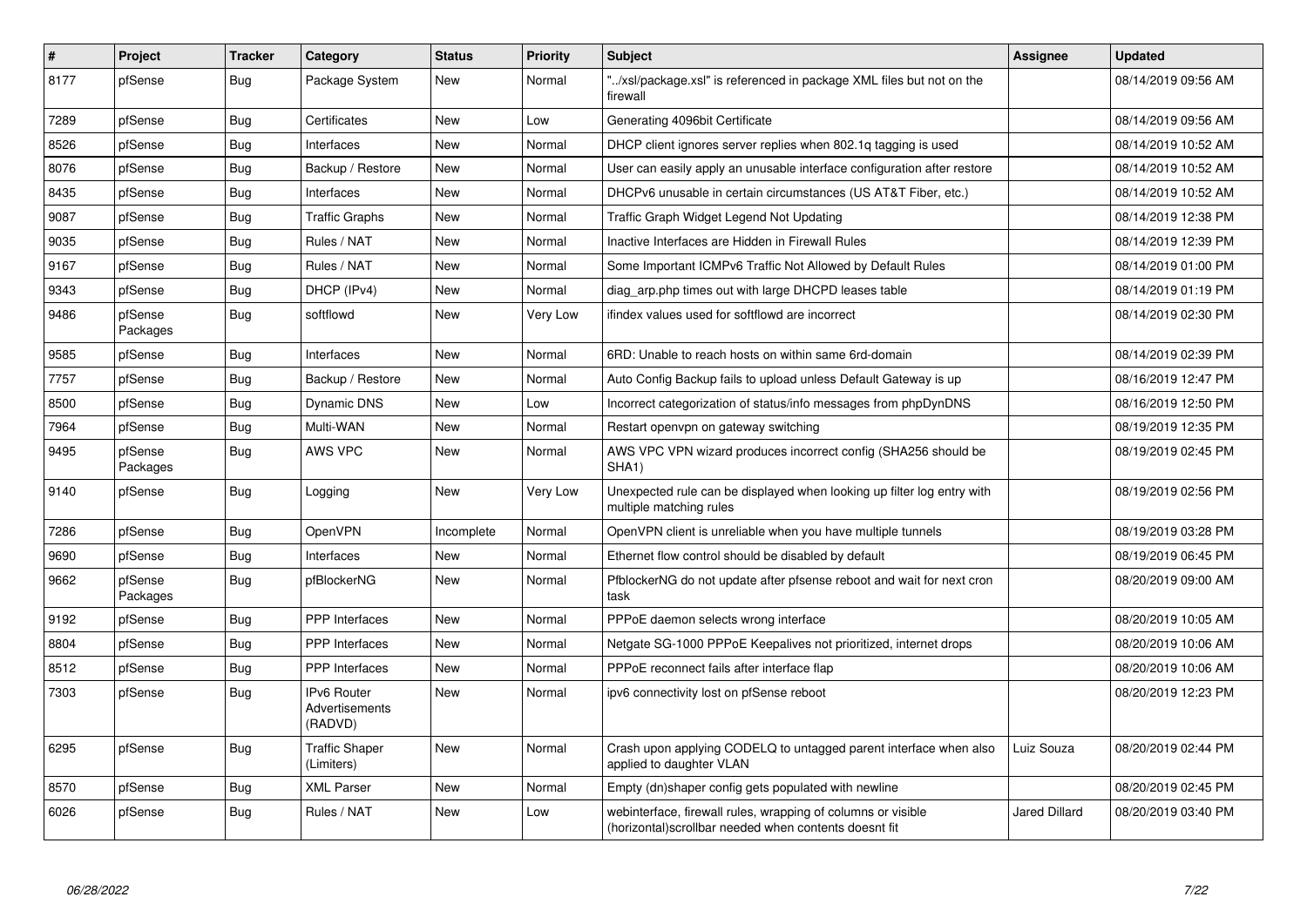| # | Project | Tracker | Category | Status | Priority | Subject | Assignee | Updated |
|---|---|---|---|---|---|---|---|---|
| 8177 | pfSense | Bug | Package System | New | Normal | "../xsl/package.xsl" is referenced in package XML files but not on the firewall | | 08/14/2019 09:56 AM |
| 7289 | pfSense | Bug | Certificates | New | Low | Generating 4096bit Certificate | | 08/14/2019 09:56 AM |
| 8526 | pfSense | Bug | Interfaces | New | Normal | DHCP client ignores server replies when 802.1q tagging is used | | 08/14/2019 10:52 AM |
| 8076 | pfSense | Bug | Backup / Restore | New | Normal | User can easily apply an unusable interface configuration after restore | | 08/14/2019 10:52 AM |
| 8435 | pfSense | Bug | Interfaces | New | Normal | DHCPv6 unusable in certain circumstances (US AT&T Fiber, etc.) | | 08/14/2019 10:52 AM |
| 9087 | pfSense | Bug | Traffic Graphs | New | Normal | Traffic Graph Widget Legend Not Updating | | 08/14/2019 12:38 PM |
| 9035 | pfSense | Bug | Rules / NAT | New | Normal | Inactive Interfaces are Hidden in Firewall Rules | | 08/14/2019 12:39 PM |
| 9167 | pfSense | Bug | Rules / NAT | New | Normal | Some Important ICMPv6 Traffic Not Allowed by Default Rules | | 08/14/2019 01:00 PM |
| 9343 | pfSense | Bug | DHCP (IPv4) | New | Normal | diag_arp.php times out with large DHCPD leases table | | 08/14/2019 01:19 PM |
| 9486 | pfSense Packages | Bug | softflowd | New | Very Low | ifindex values used for softflowd are incorrect | | 08/14/2019 02:30 PM |
| 9585 | pfSense | Bug | Interfaces | New | Normal | 6RD: Unable to reach hosts on within same 6rd-domain | | 08/14/2019 02:39 PM |
| 7757 | pfSense | Bug | Backup / Restore | New | Normal | Auto Config Backup fails to upload unless Default Gateway is up | | 08/16/2019 12:47 PM |
| 8500 | pfSense | Bug | Dynamic DNS | New | Low | Incorrect categorization of status/info messages from phpDynDNS | | 08/16/2019 12:50 PM |
| 7964 | pfSense | Bug | Multi-WAN | New | Normal | Restart openvpn on gateway switching | | 08/19/2019 12:35 PM |
| 9495 | pfSense Packages | Bug | AWS VPC | New | Normal | AWS VPC VPN wizard produces incorrect config (SHA256 should be SHA1) | | 08/19/2019 02:45 PM |
| 9140 | pfSense | Bug | Logging | New | Very Low | Unexpected rule can be displayed when looking up filter log entry with multiple matching rules | | 08/19/2019 02:56 PM |
| 7286 | pfSense | Bug | OpenVPN | Incomplete | Normal | OpenVPN client is unreliable when you have multiple tunnels | | 08/19/2019 03:28 PM |
| 9690 | pfSense | Bug | Interfaces | New | Normal | Ethernet flow control should be disabled by default | | 08/19/2019 06:45 PM |
| 9662 | pfSense Packages | Bug | pfBlockerNG | New | Normal | PfblockerNG do not update after pfsense reboot and wait for next cron task | | 08/20/2019 09:00 AM |
| 9192 | pfSense | Bug | PPP Interfaces | New | Normal | PPPoE daemon selects wrong interface | | 08/20/2019 10:05 AM |
| 8804 | pfSense | Bug | PPP Interfaces | New | Normal | Netgate SG-1000 PPPoE Keepalives not prioritized, internet drops | | 08/20/2019 10:06 AM |
| 8512 | pfSense | Bug | PPP Interfaces | New | Normal | PPPoE reconnect fails after interface flap | | 08/20/2019 10:06 AM |
| 7303 | pfSense | Bug | IPv6 Router Advertisements (RADVD) | New | Normal | ipv6 connectivity lost on pfSense reboot | | 08/20/2019 12:23 PM |
| 6295 | pfSense | Bug | Traffic Shaper (Limiters) | New | Normal | Crash upon applying CODELQ to untagged parent interface when also applied to daughter VLAN | Luiz Souza | 08/20/2019 02:44 PM |
| 8570 | pfSense | Bug | XML Parser | New | Normal | Empty (dn)shaper config gets populated with newline | | 08/20/2019 02:45 PM |
| 6026 | pfSense | Bug | Rules / NAT | New | Low | webinterface, firewall rules, wrapping of columns or visible (horizontal)scrollbar needed when contents doesnt fit | Jared Dillard | 08/20/2019 03:40 PM |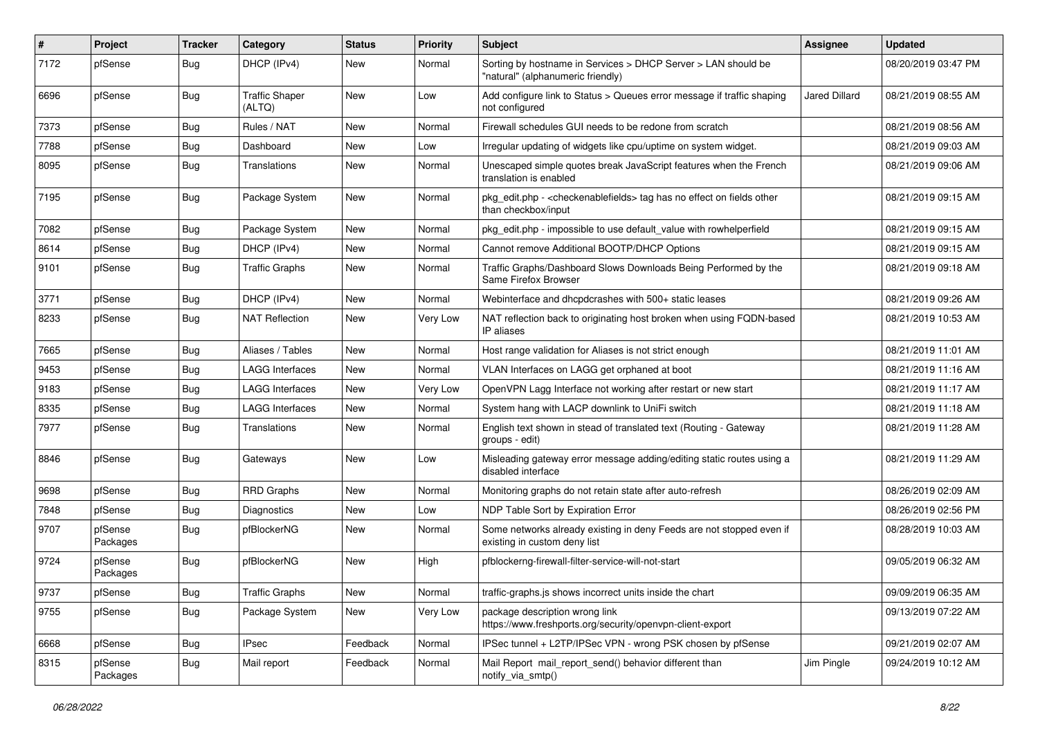| # | Project | Tracker | Category | Status | Priority | Subject | Assignee | Updated |
|---|---|---|---|---|---|---|---|---|
| 7172 | pfSense | Bug | DHCP (IPv4) | New | Normal | Sorting by hostname in Services > DHCP Server > LAN should be "natural" (alphanumeric friendly) | | 08/20/2019 03:47 PM |
| 6696 | pfSense | Bug | Traffic Shaper (ALTQ) | New | Low | Add configure link to Status > Queues error message if traffic shaping not configured | Jared Dillard | 08/21/2019 08:55 AM |
| 7373 | pfSense | Bug | Rules / NAT | New | Normal | Firewall schedules GUI needs to be redone from scratch | | 08/21/2019 08:56 AM |
| 7788 | pfSense | Bug | Dashboard | New | Low | Irregular updating of widgets like cpu/uptime on system widget. | | 08/21/2019 09:03 AM |
| 8095 | pfSense | Bug | Translations | New | Normal | Unescaped simple quotes break JavaScript features when the French translation is enabled | | 08/21/2019 09:06 AM |
| 7195 | pfSense | Bug | Package System | New | Normal | pkg_edit.php - <checkenablefields> tag has no effect on fields other than checkbox/input | | 08/21/2019 09:15 AM |
| 7082 | pfSense | Bug | Package System | New | Normal | pkg_edit.php - impossible to use default_value with rowhelperfield | | 08/21/2019 09:15 AM |
| 8614 | pfSense | Bug | DHCP (IPv4) | New | Normal | Cannot remove Additional BOOTP/DHCP Options | | 08/21/2019 09:15 AM |
| 9101 | pfSense | Bug | Traffic Graphs | New | Normal | Traffic Graphs/Dashboard Slows Downloads Being Performed by the Same Firefox Browser | | 08/21/2019 09:18 AM |
| 3771 | pfSense | Bug | DHCP (IPv4) | New | Normal | Webinterface and dhcpdcrashes with 500+ static leases | | 08/21/2019 09:26 AM |
| 8233 | pfSense | Bug | NAT Reflection | New | Very Low | NAT reflection back to originating host broken when using FQDN-based IP aliases | | 08/21/2019 10:53 AM |
| 7665 | pfSense | Bug | Aliases / Tables | New | Normal | Host range validation for Aliases is not strict enough | | 08/21/2019 11:01 AM |
| 9453 | pfSense | Bug | LAGG Interfaces | New | Normal | VLAN Interfaces on LAGG get orphaned at boot | | 08/21/2019 11:16 AM |
| 9183 | pfSense | Bug | LAGG Interfaces | New | Very Low | OpenVPN Lagg Interface not working after restart or new start | | 08/21/2019 11:17 AM |
| 8335 | pfSense | Bug | LAGG Interfaces | New | Normal | System hang with LACP downlink to UniFi switch | | 08/21/2019 11:18 AM |
| 7977 | pfSense | Bug | Translations | New | Normal | English text shown in stead of translated text (Routing - Gateway groups - edit) | | 08/21/2019 11:28 AM |
| 8846 | pfSense | Bug | Gateways | New | Low | Misleading gateway error message adding/editing static routes using a disabled interface | | 08/21/2019 11:29 AM |
| 9698 | pfSense | Bug | RRD Graphs | New | Normal | Monitoring graphs do not retain state after auto-refresh | | 08/26/2019 02:09 AM |
| 7848 | pfSense | Bug | Diagnostics | New | Low | NDP Table Sort by Expiration Error | | 08/26/2019 02:56 PM |
| 9707 | pfSense Packages | Bug | pfBlockerNG | New | Normal | Some networks already existing in deny Feeds are not stopped even if existing in custom deny list | | 08/28/2019 10:03 AM |
| 9724 | pfSense Packages | Bug | pfBlockerNG | New | High | pfblockerng-firewall-filter-service-will-not-start | | 09/05/2019 06:32 AM |
| 9737 | pfSense | Bug | Traffic Graphs | New | Normal | traffic-graphs.js shows incorrect units inside the chart | | 09/09/2019 06:35 AM |
| 9755 | pfSense | Bug | Package System | New | Very Low | package description wrong link https://www.freshports.org/security/openvpn-client-export | | 09/13/2019 07:22 AM |
| 6668 | pfSense | Bug | IPsec | Feedback | Normal | IPSec tunnel + L2TP/IPSec VPN - wrong PSK chosen by pfSense | | 09/21/2019 02:07 AM |
| 8315 | pfSense Packages | Bug | Mail report | Feedback | Normal | Mail Report mail_report_send() behavior different than notify_via_smtp() | Jim Pingle | 09/24/2019 10:12 AM |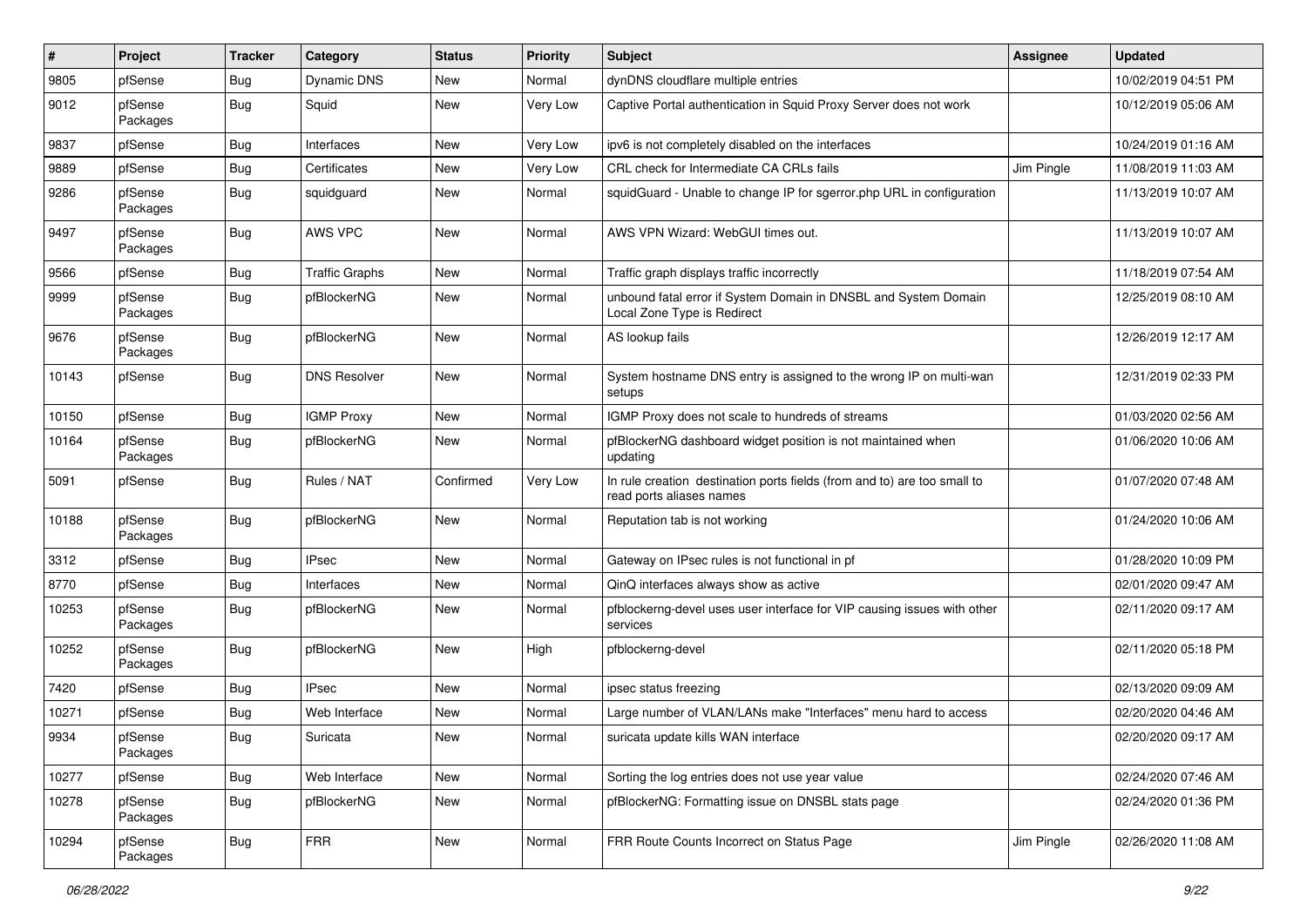| # | Project | Tracker | Category | Status | Priority | Subject | Assignee | Updated |
|---|---|---|---|---|---|---|---|---|
| 9805 | pfSense | Bug | Dynamic DNS | New | Normal | dynDNS cloudflare multiple entries | | 10/02/2019 04:51 PM |
| 9012 | pfSense Packages | Bug | Squid | New | Very Low | Captive Portal authentication in Squid Proxy Server does not work | | 10/12/2019 05:06 AM |
| 9837 | pfSense | Bug | Interfaces | New | Very Low | ipv6 is not completely disabled on the interfaces | | 10/24/2019 01:16 AM |
| 9889 | pfSense | Bug | Certificates | New | Very Low | CRL check for Intermediate CA CRLs fails | Jim Pingle | 11/08/2019 11:03 AM |
| 9286 | pfSense Packages | Bug | squidguard | New | Normal | squidGuard - Unable to change IP for sgerror.php URL in configuration | | 11/13/2019 10:07 AM |
| 9497 | pfSense Packages | Bug | AWS VPC | New | Normal | AWS VPN Wizard: WebGUI times out. | | 11/13/2019 10:07 AM |
| 9566 | pfSense | Bug | Traffic Graphs | New | Normal | Traffic graph displays traffic incorrectly | | 11/18/2019 07:54 AM |
| 9999 | pfSense Packages | Bug | pfBlockerNG | New | Normal | unbound fatal error if System Domain in DNSBL and System Domain Local Zone Type is Redirect | | 12/25/2019 08:10 AM |
| 9676 | pfSense Packages | Bug | pfBlockerNG | New | Normal | AS lookup fails | | 12/26/2019 12:17 AM |
| 10143 | pfSense | Bug | DNS Resolver | New | Normal | System hostname DNS entry is assigned to the wrong IP on multi-wan setups | | 12/31/2019 02:33 PM |
| 10150 | pfSense | Bug | IGMP Proxy | New | Normal | IGMP Proxy does not scale to hundreds of streams | | 01/03/2020 02:56 AM |
| 10164 | pfSense Packages | Bug | pfBlockerNG | New | Normal | pfBlockerNG dashboard widget position is not maintained when updating | | 01/06/2020 10:06 AM |
| 5091 | pfSense | Bug | Rules / NAT | Confirmed | Very Low | In rule creation destination ports fields (from and to) are too small to read ports aliases names | | 01/07/2020 07:48 AM |
| 10188 | pfSense Packages | Bug | pfBlockerNG | New | Normal | Reputation tab is not working | | 01/24/2020 10:06 AM |
| 3312 | pfSense | Bug | IPsec | New | Normal | Gateway on IPsec rules is not functional in pf | | 01/28/2020 10:09 PM |
| 8770 | pfSense | Bug | Interfaces | New | Normal | QinQ interfaces always show as active | | 02/01/2020 09:47 AM |
| 10253 | pfSense Packages | Bug | pfBlockerNG | New | Normal | pfblockerng-devel uses user interface for VIP causing issues with other services | | 02/11/2020 09:17 AM |
| 10252 | pfSense Packages | Bug | pfBlockerNG | New | High | pfblockerng-devel | | 02/11/2020 05:18 PM |
| 7420 | pfSense | Bug | IPsec | New | Normal | ipsec status freezing | | 02/13/2020 09:09 AM |
| 10271 | pfSense | Bug | Web Interface | New | Normal | Large number of VLAN/LANs make "Interfaces" menu hard to access | | 02/20/2020 04:46 AM |
| 9934 | pfSense Packages | Bug | Suricata | New | Normal | suricata update kills WAN interface | | 02/20/2020 09:17 AM |
| 10277 | pfSense | Bug | Web Interface | New | Normal | Sorting the log entries does not use year value | | 02/24/2020 07:46 AM |
| 10278 | pfSense Packages | Bug | pfBlockerNG | New | Normal | pfBlockerNG: Formatting issue on DNSBL stats page | | 02/24/2020 01:36 PM |
| 10294 | pfSense Packages | Bug | FRR | New | Normal | FRR Route Counts Incorrect on Status Page | Jim Pingle | 02/26/2020 11:08 AM |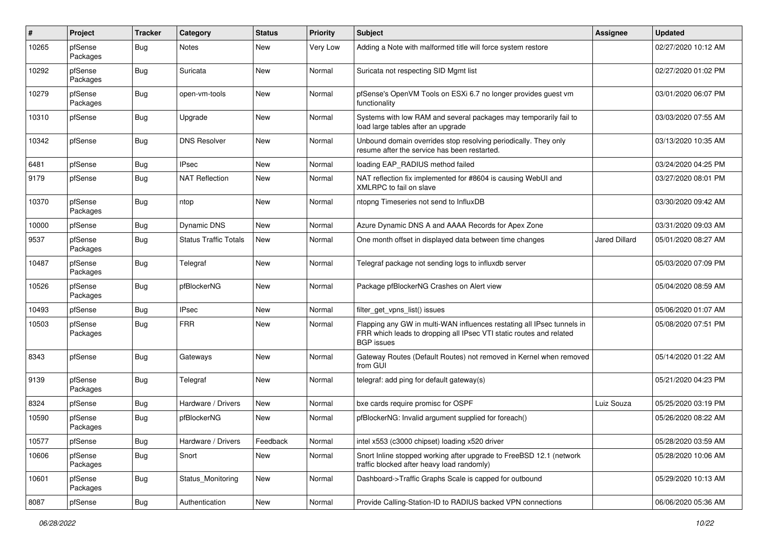| # | Project | Tracker | Category | Status | Priority | Subject | Assignee | Updated |
|---|---|---|---|---|---|---|---|---|
| 10265 | pfSense Packages | Bug | Notes | New | Very Low | Adding a Note with malformed title will force system restore | | 02/27/2020 10:12 AM |
| 10292 | pfSense Packages | Bug | Suricata | New | Normal | Suricata not respecting SID Mgmt list | | 02/27/2020 01:02 PM |
| 10279 | pfSense Packages | Bug | open-vm-tools | New | Normal | pfSense's OpenVM Tools on ESXi 6.7 no longer provides guest vm functionality | | 03/01/2020 06:07 PM |
| 10310 | pfSense | Bug | Upgrade | New | Normal | Systems with low RAM and several packages may temporarily fail to load large tables after an upgrade | | 03/03/2020 07:55 AM |
| 10342 | pfSense | Bug | DNS Resolver | New | Normal | Unbound domain overrides stop resolving periodically. They only resume after the service has been restarted. | | 03/13/2020 10:35 AM |
| 6481 | pfSense | Bug | IPsec | New | Normal | loading EAP_RADIUS method failed | | 03/24/2020 04:25 PM |
| 9179 | pfSense | Bug | NAT Reflection | New | Normal | NAT reflection fix implemented for #8604 is causing WebUI and XMLRPC to fail on slave | | 03/27/2020 08:01 PM |
| 10370 | pfSense Packages | Bug | ntop | New | Normal | ntopng Timeseries not send to InfluxDB | | 03/30/2020 09:42 AM |
| 10000 | pfSense | Bug | Dynamic DNS | New | Normal | Azure Dynamic DNS A and AAAA Records for Apex Zone | | 03/31/2020 09:03 AM |
| 9537 | pfSense Packages | Bug | Status Traffic Totals | New | Normal | One month offset in displayed data between time changes | Jared Dillard | 05/01/2020 08:27 AM |
| 10487 | pfSense Packages | Bug | Telegraf | New | Normal | Telegraf package not sending logs to influxdb server | | 05/03/2020 07:09 PM |
| 10526 | pfSense Packages | Bug | pfBlockerNG | New | Normal | Package pfBlockerNG Crashes on Alert view | | 05/04/2020 08:59 AM |
| 10493 | pfSense | Bug | IPsec | New | Normal | filter_get_vpns_list() issues | | 05/06/2020 01:07 AM |
| 10503 | pfSense Packages | Bug | FRR | New | Normal | Flapping any GW in multi-WAN influences restating all IPsec tunnels in FRR which leads to dropping all IPsec VTI static routes and related BGP issues | | 05/08/2020 07:51 PM |
| 8343 | pfSense | Bug | Gateways | New | Normal | Gateway Routes (Default Routes) not removed in Kernel when removed from GUI | | 05/14/2020 01:22 AM |
| 9139 | pfSense Packages | Bug | Telegraf | New | Normal | telegraf: add ping for default gateway(s) | | 05/21/2020 04:23 PM |
| 8324 | pfSense | Bug | Hardware / Drivers | New | Normal | bxe cards require promisc for OSPF | Luiz Souza | 05/25/2020 03:19 PM |
| 10590 | pfSense Packages | Bug | pfBlockerNG | New | Normal | pfBlockerNG: Invalid argument supplied for foreach() | | 05/26/2020 08:22 AM |
| 10577 | pfSense | Bug | Hardware / Drivers | Feedback | Normal | intel x553 (c3000 chipset) loading x520 driver | | 05/28/2020 03:59 AM |
| 10606 | pfSense Packages | Bug | Snort | New | Normal | Snort Inline stopped working after upgrade to FreeBSD 12.1 (network traffic blocked after heavy load randomly) | | 05/28/2020 10:06 AM |
| 10601 | pfSense Packages | Bug | Status_Monitoring | New | Normal | Dashboard->Traffic Graphs Scale is capped for outbound | | 05/29/2020 10:13 AM |
| 8087 | pfSense | Bug | Authentication | New | Normal | Provide Calling-Station-ID to RADIUS backed VPN connections | | 06/06/2020 05:36 AM |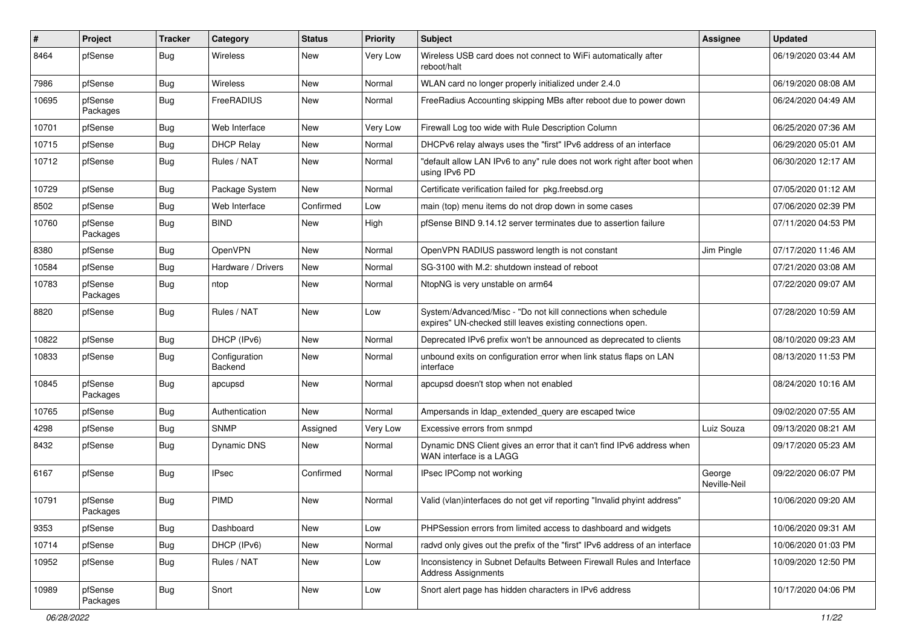| # | Project | Tracker | Category | Status | Priority | Subject | Assignee | Updated |
|---|---|---|---|---|---|---|---|---|
| 8464 | pfSense | Bug | Wireless | New | Very Low | Wireless USB card does not connect to WiFi automatically after reboot/halt | | 06/19/2020 03:44 AM |
| 7986 | pfSense | Bug | Wireless | New | Normal | WLAN card no longer properly initialized under 2.4.0 | | 06/19/2020 08:08 AM |
| 10695 | pfSense Packages | Bug | FreeRADIUS | New | Normal | FreeRadius Accounting skipping MBs after reboot due to power down | | 06/24/2020 04:49 AM |
| 10701 | pfSense | Bug | Web Interface | New | Very Low | Firewall Log too wide with Rule Description Column | | 06/25/2020 07:36 AM |
| 10715 | pfSense | Bug | DHCP Relay | New | Normal | DHCPv6 relay always uses the "first" IPv6 address of an interface | | 06/29/2020 05:01 AM |
| 10712 | pfSense | Bug | Rules / NAT | New | Normal | "default allow LAN IPv6 to any" rule does not work right after boot when using IPv6 PD | | 06/30/2020 12:17 AM |
| 10729 | pfSense | Bug | Package System | New | Normal | Certificate verification failed for pkg.freebsd.org | | 07/05/2020 01:12 AM |
| 8502 | pfSense | Bug | Web Interface | Confirmed | Low | main (top) menu items do not drop down in some cases | | 07/06/2020 02:39 PM |
| 10760 | pfSense Packages | Bug | BIND | New | High | pfSense BIND 9.14.12 server terminates due to assertion failure | | 07/11/2020 04:53 PM |
| 8380 | pfSense | Bug | OpenVPN | New | Normal | OpenVPN RADIUS password length is not constant | Jim Pingle | 07/17/2020 11:46 AM |
| 10584 | pfSense | Bug | Hardware / Drivers | New | Normal | SG-3100 with M.2: shutdown instead of reboot | | 07/21/2020 03:08 AM |
| 10783 | pfSense Packages | Bug | ntop | New | Normal | NtopNG is very unstable on arm64 | | 07/22/2020 09:07 AM |
| 8820 | pfSense | Bug | Rules / NAT | New | Low | System/Advanced/Misc - "Do not kill connections when schedule expires" UN-checked still leaves existing connections open. | | 07/28/2020 10:59 AM |
| 10822 | pfSense | Bug | DHCP (IPv6) | New | Normal | Deprecated IPv6 prefix won't be announced as deprecated to clients | | 08/10/2020 09:23 AM |
| 10833 | pfSense | Bug | Configuration Backend | New | Normal | unbound exits on configuration error when link status flaps on LAN interface | | 08/13/2020 11:53 PM |
| 10845 | pfSense Packages | Bug | apcupsd | New | Normal | apcupsd doesn't stop when not enabled | | 08/24/2020 10:16 AM |
| 10765 | pfSense | Bug | Authentication | New | Normal | Ampersands in ldap_extended_query are escaped twice | | 09/02/2020 07:55 AM |
| 4298 | pfSense | Bug | SNMP | Assigned | Very Low | Excessive errors from snmpd | Luiz Souza | 09/13/2020 08:21 AM |
| 8432 | pfSense | Bug | Dynamic DNS | New | Normal | Dynamic DNS Client gives an error that it can't find IPv6 address when WAN interface is a LAGG | | 09/17/2020 05:23 AM |
| 6167 | pfSense | Bug | IPsec | Confirmed | Normal | IPsec IPComp not working | George Neville-Neil | 09/22/2020 06:07 PM |
| 10791 | pfSense Packages | Bug | PIMD | New | Normal | Valid (vlan)interfaces do not get vif reporting "Invalid phyint address" | | 10/06/2020 09:20 AM |
| 9353 | pfSense | Bug | Dashboard | New | Low | PHPSession errors from limited access to dashboard and widgets | | 10/06/2020 09:31 AM |
| 10714 | pfSense | Bug | DHCP (IPv6) | New | Normal | radvd only gives out the prefix of the "first" IPv6 address of an interface | | 10/06/2020 01:03 PM |
| 10952 | pfSense | Bug | Rules / NAT | New | Low | Inconsistency in Subnet Defaults Between Firewall Rules and Interface Address Assignments | | 10/09/2020 12:50 PM |
| 10989 | pfSense Packages | Bug | Snort | New | Low | Snort alert page has hidden characters in IPv6 address | | 10/17/2020 04:06 PM |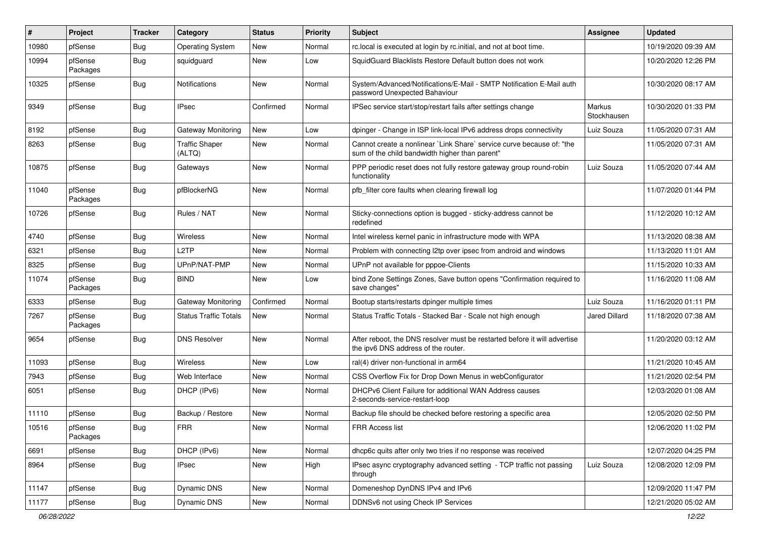| # | Project | Tracker | Category | Status | Priority | Subject | Assignee | Updated |
|---|---|---|---|---|---|---|---|---|
| 10980 | pfSense | Bug | Operating System | New | Normal | rc.local is executed at login by rc.initial, and not at boot time. | | 10/19/2020 09:39 AM |
| 10994 | pfSense Packages | Bug | squidguard | New | Low | SquidGuard Blacklists Restore Default button does not work | | 10/20/2020 12:26 PM |
| 10325 | pfSense | Bug | Notifications | New | Normal | System/Advanced/Notifications/E-Mail - SMTP Notification E-Mail auth password Unexpected Bahaviour | | 10/30/2020 08:17 AM |
| 9349 | pfSense | Bug | IPsec | Confirmed | Normal | IPSec service start/stop/restart fails after settings change | Markus Stockhausen | 10/30/2020 01:33 PM |
| 8192 | pfSense | Bug | Gateway Monitoring | New | Low | dpinger - Change in ISP link-local IPv6 address drops connectivity | Luiz Souza | 11/05/2020 07:31 AM |
| 8263 | pfSense | Bug | Traffic Shaper (ALTQ) | New | Normal | Cannot create a nonlinear `Link Share` service curve because of: "the sum of the child bandwidth higher than parent" | | 11/05/2020 07:31 AM |
| 10875 | pfSense | Bug | Gateways | New | Normal | PPP periodic reset does not fully restore gateway group round-robin functionality | Luiz Souza | 11/05/2020 07:44 AM |
| 11040 | pfSense Packages | Bug | pfBlockerNG | New | Normal | pfb_filter core faults when clearing firewall log | | 11/07/2020 01:44 PM |
| 10726 | pfSense | Bug | Rules / NAT | New | Normal | Sticky-connections option is bugged - sticky-address cannot be redefined | | 11/12/2020 10:12 AM |
| 4740 | pfSense | Bug | Wireless | New | Normal | Intel wireless kernel panic in infrastructure mode with WPA | | 11/13/2020 08:38 AM |
| 6321 | pfSense | Bug | L2TP | New | Normal | Problem with connecting l2tp over ipsec from android and windows | | 11/13/2020 11:01 AM |
| 8325 | pfSense | Bug | UPnP/NAT-PMP | New | Normal | UPnP not available for pppoe-Clients | | 11/15/2020 10:33 AM |
| 11074 | pfSense Packages | Bug | BIND | New | Low | bind Zone Settings Zones, Save button opens "Confirmation required to save changes" | | 11/16/2020 11:08 AM |
| 6333 | pfSense | Bug | Gateway Monitoring | Confirmed | Normal | Bootup starts/restarts dpinger multiple times | Luiz Souza | 11/16/2020 01:11 PM |
| 7267 | pfSense Packages | Bug | Status Traffic Totals | New | Normal | Status Traffic Totals - Stacked Bar - Scale not high enough | Jared Dillard | 11/18/2020 07:38 AM |
| 9654 | pfSense | Bug | DNS Resolver | New | Normal | After reboot, the DNS resolver must be restarted before it will advertise the ipv6 DNS address of the router. | | 11/20/2020 03:12 AM |
| 11093 | pfSense | Bug | Wireless | New | Low | ral(4) driver non-functional in arm64 | | 11/21/2020 10:45 AM |
| 7943 | pfSense | Bug | Web Interface | New | Normal | CSS Overflow Fix for Drop Down Menus in webConfigurator | | 11/21/2020 02:54 PM |
| 6051 | pfSense | Bug | DHCP (IPv6) | New | Normal | DHCPv6 Client Failure for additional WAN Address causes 2-seconds-service-restart-loop | | 12/03/2020 01:08 AM |
| 11110 | pfSense | Bug | Backup / Restore | New | Normal | Backup file should be checked before restoring a specific area | | 12/05/2020 02:50 PM |
| 10516 | pfSense Packages | Bug | FRR | New | Normal | FRR Access list | | 12/06/2020 11:02 PM |
| 6691 | pfSense | Bug | DHCP (IPv6) | New | Normal | dhcp6c quits after only two tries if no response was received | | 12/07/2020 04:25 PM |
| 8964 | pfSense | Bug | IPsec | New | High | IPsec async cryptography advanced setting - TCP traffic not passing through | Luiz Souza | 12/08/2020 12:09 PM |
| 11147 | pfSense | Bug | Dynamic DNS | New | Normal | Domeneshop DynDNS IPv4 and IPv6 | | 12/09/2020 11:47 PM |
| 11177 | pfSense | Bug | Dynamic DNS | New | Normal | DDNSv6 not using Check IP Services | | 12/21/2020 05:02 AM |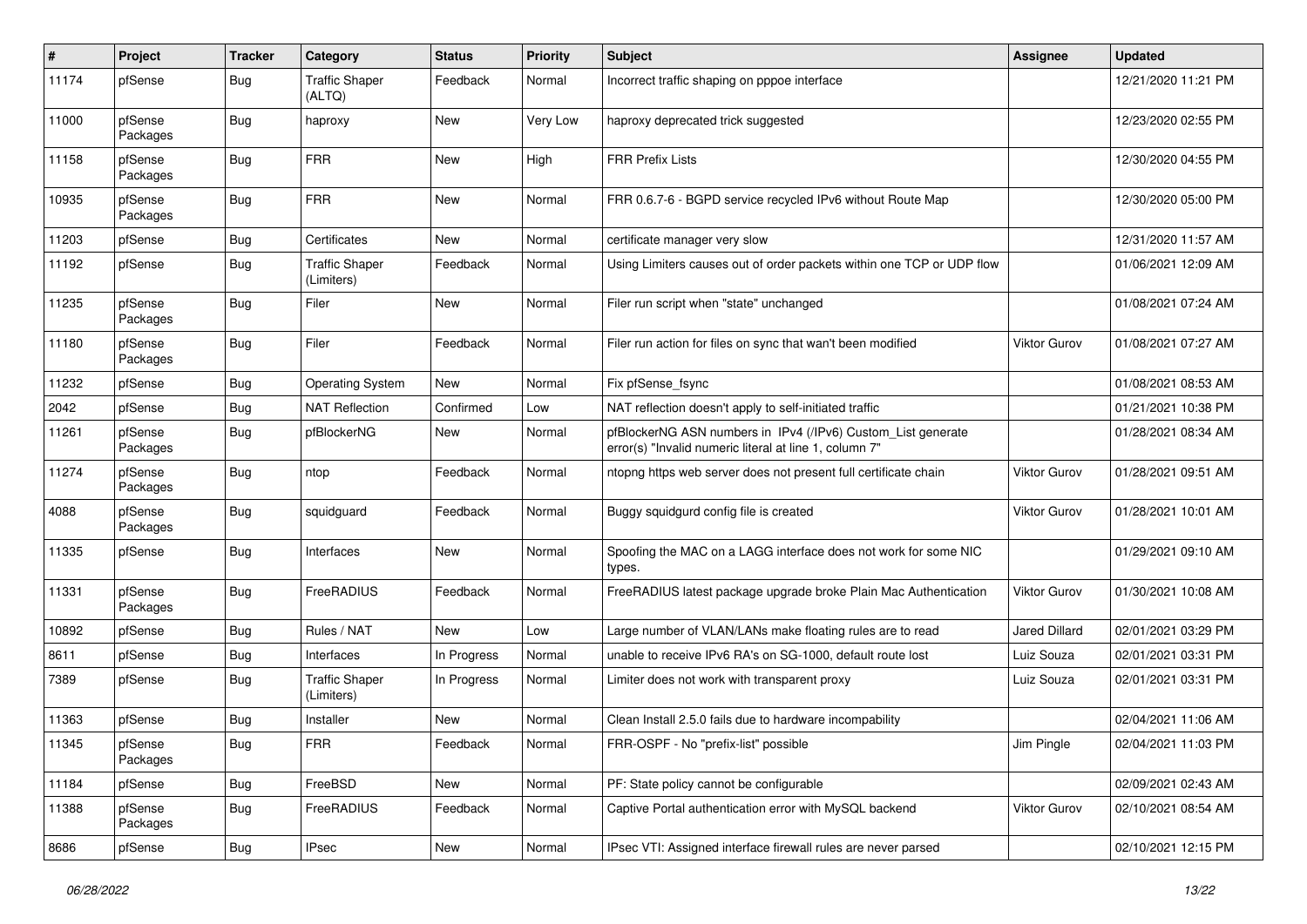| # | Project | Tracker | Category | Status | Priority | Subject | Assignee | Updated |
|---|---|---|---|---|---|---|---|---|
| 11174 | pfSense | Bug | Traffic Shaper (ALTQ) | Feedback | Normal | Incorrect traffic shaping on pppoe interface | | 12/21/2020 11:21 PM |
| 11000 | pfSense Packages | Bug | haproxy | New | Very Low | haproxy deprecated trick suggested | | 12/23/2020 02:55 PM |
| 11158 | pfSense Packages | Bug | FRR | New | High | FRR Prefix Lists | | 12/30/2020 04:55 PM |
| 10935 | pfSense Packages | Bug | FRR | New | Normal | FRR 0.6.7-6 - BGPD service recycled IPv6 without Route Map | | 12/30/2020 05:00 PM |
| 11203 | pfSense | Bug | Certificates | New | Normal | certificate manager very slow | | 12/31/2020 11:57 AM |
| 11192 | pfSense | Bug | Traffic Shaper (Limiters) | Feedback | Normal | Using Limiters causes out of order packets within one TCP or UDP flow | | 01/06/2021 12:09 AM |
| 11235 | pfSense Packages | Bug | Filer | New | Normal | Filer run script when "state" unchanged | | 01/08/2021 07:24 AM |
| 11180 | pfSense Packages | Bug | Filer | Feedback | Normal | Filer run action for files on sync that wan't been modified | Viktor Gurov | 01/08/2021 07:27 AM |
| 11232 | pfSense | Bug | Operating System | New | Normal | Fix pfSense_fsync | | 01/08/2021 08:53 AM |
| 2042 | pfSense | Bug | NAT Reflection | Confirmed | Low | NAT reflection doesn't apply to self-initiated traffic | | 01/21/2021 10:38 PM |
| 11261 | pfSense Packages | Bug | pfBlockerNG | New | Normal | pfBlockerNG ASN numbers in IPv4 (/IPv6) Custom_List generate error(s) "Invalid numeric literal at line 1, column 7" | | 01/28/2021 08:34 AM |
| 11274 | pfSense Packages | Bug | ntop | Feedback | Normal | ntopng https web server does not present full certificate chain | Viktor Gurov | 01/28/2021 09:51 AM |
| 4088 | pfSense Packages | Bug | squidguard | Feedback | Normal | Buggy squidgurd config file is created | Viktor Gurov | 01/28/2021 10:01 AM |
| 11335 | pfSense | Bug | Interfaces | New | Normal | Spoofing the MAC on a LAGG interface does not work for some NIC types. | | 01/29/2021 09:10 AM |
| 11331 | pfSense Packages | Bug | FreeRADIUS | Feedback | Normal | FreeRADIUS latest package upgrade broke Plain Mac Authentication | Viktor Gurov | 01/30/2021 10:08 AM |
| 10892 | pfSense | Bug | Rules / NAT | New | Low | Large number of VLAN/LANs make floating rules are to read | Jared Dillard | 02/01/2021 03:29 PM |
| 8611 | pfSense | Bug | Interfaces | In Progress | Normal | unable to receive IPv6 RA's on SG-1000, default route lost | Luiz Souza | 02/01/2021 03:31 PM |
| 7389 | pfSense | Bug | Traffic Shaper (Limiters) | In Progress | Normal | Limiter does not work with transparent proxy | Luiz Souza | 02/01/2021 03:31 PM |
| 11363 | pfSense | Bug | Installer | New | Normal | Clean Install 2.5.0 fails due to hardware incompability | | 02/04/2021 11:06 AM |
| 11345 | pfSense Packages | Bug | FRR | Feedback | Normal | FRR-OSPF - No "prefix-list" possible | Jim Pingle | 02/04/2021 11:03 PM |
| 11184 | pfSense | Bug | FreeBSD | New | Normal | PF: State policy cannot be configurable | | 02/09/2021 02:43 AM |
| 11388 | pfSense Packages | Bug | FreeRADIUS | Feedback | Normal | Captive Portal authentication error with MySQL backend | Viktor Gurov | 02/10/2021 08:54 AM |
| 8686 | pfSense | Bug | IPsec | New | Normal | IPsec VTI: Assigned interface firewall rules are never parsed | | 02/10/2021 12:15 PM |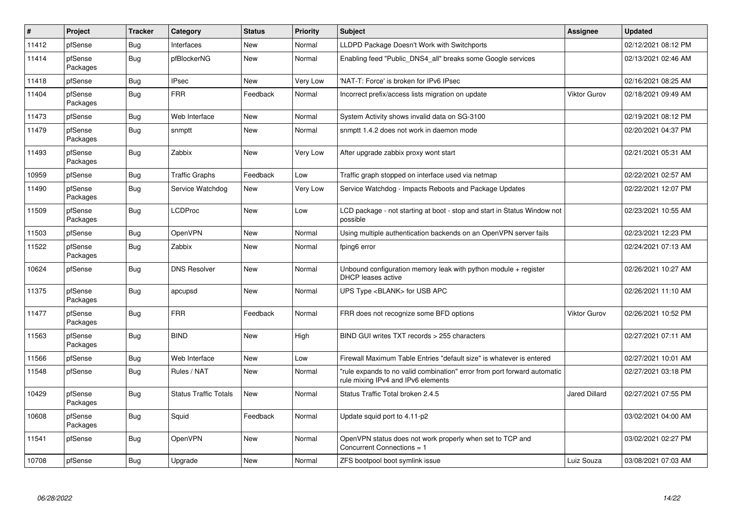| # | Project | Tracker | Category | Status | Priority | Subject | Assignee | Updated |
|---|---|---|---|---|---|---|---|---|
| 11412 | pfSense | Bug | Interfaces | New | Normal | LLDPD Package Doesn't Work with Switchports | | 02/12/2021 08:12 PM |
| 11414 | pfSense Packages | Bug | pfBlockerNG | New | Normal | Enabling feed "Public_DNS4_all" breaks some Google services | | 02/13/2021 02:46 AM |
| 11418 | pfSense | Bug | IPsec | New | Very Low | 'NAT-T: Force' is broken for IPv6 IPsec | | 02/16/2021 08:25 AM |
| 11404 | pfSense Packages | Bug | FRR | Feedback | Normal | Incorrect prefix/access lists migration on update | Viktor Gurov | 02/18/2021 09:49 AM |
| 11473 | pfSense | Bug | Web Interface | New | Normal | System Activity shows invalid data on SG-3100 | | 02/19/2021 08:12 PM |
| 11479 | pfSense Packages | Bug | snmptt | New | Normal | snmptt 1.4.2 does not work in daemon mode | | 02/20/2021 04:37 PM |
| 11493 | pfSense Packages | Bug | Zabbix | New | Very Low | After upgrade zabbix proxy wont start | | 02/21/2021 05:31 AM |
| 10959 | pfSense | Bug | Traffic Graphs | Feedback | Low | Traffic graph stopped on interface used via netmap | | 02/22/2021 02:57 AM |
| 11490 | pfSense Packages | Bug | Service Watchdog | New | Very Low | Service Watchdog - Impacts Reboots and Package Updates | | 02/22/2021 12:07 PM |
| 11509 | pfSense Packages | Bug | LCDProc | New | Low | LCD package - not starting at boot - stop and start in Status Window not possible | | 02/23/2021 10:55 AM |
| 11503 | pfSense | Bug | OpenVPN | New | Normal | Using multiple authentication backends on an OpenVPN server fails | | 02/23/2021 12:23 PM |
| 11522 | pfSense Packages | Bug | Zabbix | New | Normal | fping6 error | | 02/24/2021 07:13 AM |
| 10624 | pfSense | Bug | DNS Resolver | New | Normal | Unbound configuration memory leak with python module + register DHCP leases active | | 02/26/2021 10:27 AM |
| 11375 | pfSense Packages | Bug | apcupsd | New | Normal | UPS Type <BLANK> for USB APC | | 02/26/2021 11:10 AM |
| 11477 | pfSense Packages | Bug | FRR | Feedback | Normal | FRR does not recognize some BFD options | Viktor Gurov | 02/26/2021 10:52 PM |
| 11563 | pfSense Packages | Bug | BIND | New | High | BIND GUI writes TXT records > 255 characters | | 02/27/2021 07:11 AM |
| 11566 | pfSense | Bug | Web Interface | New | Low | Firewall Maximum Table Entries "default size" is whatever is entered | | 02/27/2021 10:01 AM |
| 11548 | pfSense | Bug | Rules / NAT | New | Normal | "rule expands to no valid combination" error from port forward automatic rule mixing IPv4 and IPv6 elements | | 02/27/2021 03:18 PM |
| 10429 | pfSense Packages | Bug | Status Traffic Totals | New | Normal | Status Traffic Total broken 2.4.5 | Jared Dillard | 02/27/2021 07:55 PM |
| 10608 | pfSense Packages | Bug | Squid | Feedback | Normal | Update squid port to 4.11-p2 | | 03/02/2021 04:00 AM |
| 11541 | pfSense | Bug | OpenVPN | New | Normal | OpenVPN status does not work properly when set to TCP and Concurrent Connections = 1 | | 03/02/2021 02:27 PM |
| 10708 | pfSense | Bug | Upgrade | New | Normal | ZFS bootpool boot symlink issue | Luiz Souza | 03/08/2021 07:03 AM |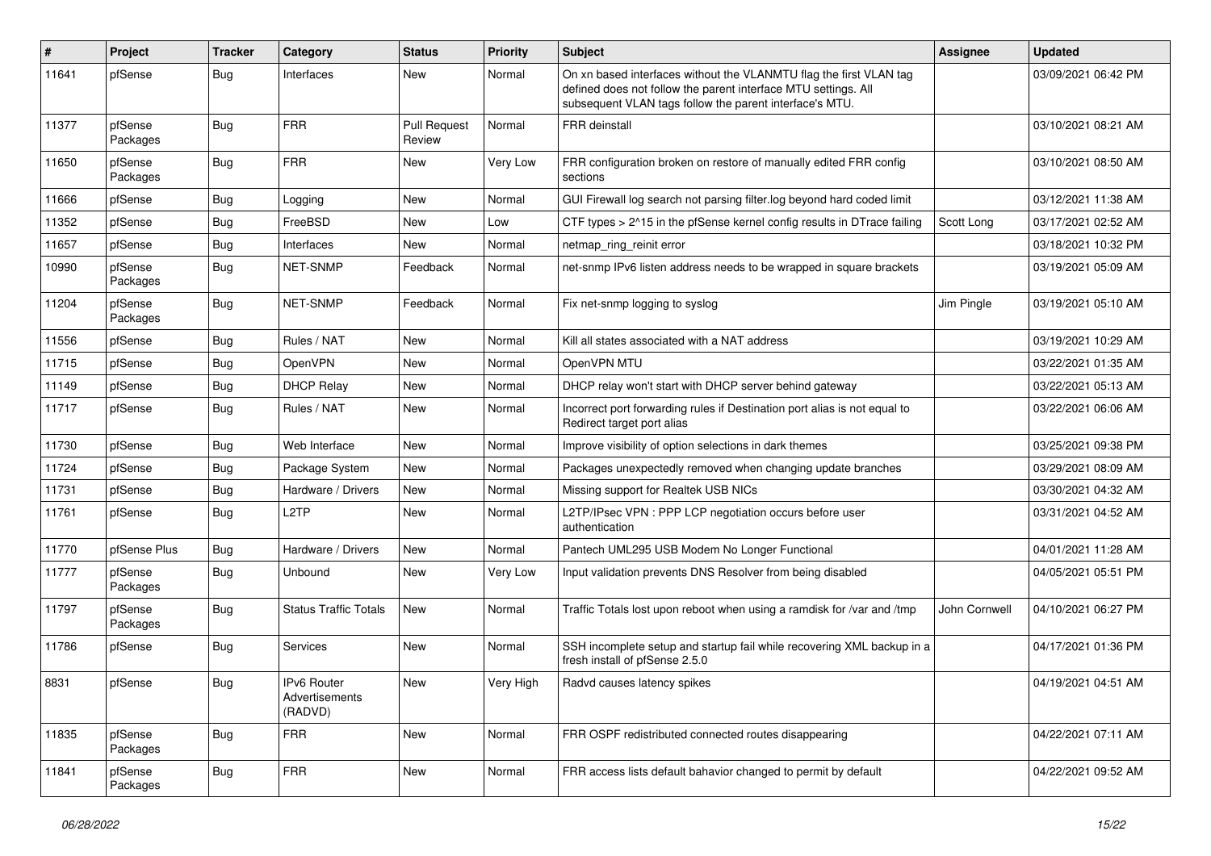| # | Project | Tracker | Category | Status | Priority | Subject | Assignee | Updated |
|---|---|---|---|---|---|---|---|---|
| 11641 | pfSense | Bug | Interfaces | New | Normal | On xn based interfaces without the VLANMTU flag the first VLAN tag defined does not follow the parent interface MTU settings. All subsequent VLAN tags follow the parent interface's MTU. | | 03/09/2021 06:42 PM |
| 11377 | pfSense Packages | Bug | FRR | Pull Request Review | Normal | FRR deinstall | | 03/10/2021 08:21 AM |
| 11650 | pfSense Packages | Bug | FRR | New | Very Low | FRR configuration broken on restore of manually edited FRR config sections | | 03/10/2021 08:50 AM |
| 11666 | pfSense | Bug | Logging | New | Normal | GUI Firewall log search not parsing filter.log beyond hard coded limit | | 03/12/2021 11:38 AM |
| 11352 | pfSense | Bug | FreeBSD | New | Low | CTF types > 2^15 in the pfSense kernel config results in DTrace failing | Scott Long | 03/17/2021 02:52 AM |
| 11657 | pfSense | Bug | Interfaces | New | Normal | netmap_ring_reinit error | | 03/18/2021 10:32 PM |
| 10990 | pfSense Packages | Bug | NET-SNMP | Feedback | Normal | net-snmp IPv6 listen address needs to be wrapped in square brackets | | 03/19/2021 05:09 AM |
| 11204 | pfSense Packages | Bug | NET-SNMP | Feedback | Normal | Fix net-snmp logging to syslog | Jim Pingle | 03/19/2021 05:10 AM |
| 11556 | pfSense | Bug | Rules / NAT | New | Normal | Kill all states associated with a NAT address | | 03/19/2021 10:29 AM |
| 11715 | pfSense | Bug | OpenVPN | New | Normal | OpenVPN MTU | | 03/22/2021 01:35 AM |
| 11149 | pfSense | Bug | DHCP Relay | New | Normal | DHCP relay won't start with DHCP server behind gateway | | 03/22/2021 05:13 AM |
| 11717 | pfSense | Bug | Rules / NAT | New | Normal | Incorrect port forwarding rules if Destination port alias is not equal to Redirect target port alias | | 03/22/2021 06:06 AM |
| 11730 | pfSense | Bug | Web Interface | New | Normal | Improve visibility of option selections in dark themes | | 03/25/2021 09:38 PM |
| 11724 | pfSense | Bug | Package System | New | Normal | Packages unexpectedly removed when changing update branches | | 03/29/2021 08:09 AM |
| 11731 | pfSense | Bug | Hardware / Drivers | New | Normal | Missing support for Realtek USB NICs | | 03/30/2021 04:32 AM |
| 11761 | pfSense | Bug | L2TP | New | Normal | L2TP/IPsec VPN : PPP LCP negotiation occurs before user authentication | | 03/31/2021 04:52 AM |
| 11770 | pfSense Plus | Bug | Hardware / Drivers | New | Normal | Pantech UML295 USB Modem No Longer Functional | | 04/01/2021 11:28 AM |
| 11777 | pfSense Packages | Bug | Unbound | New | Very Low | Input validation prevents DNS Resolver from being disabled | | 04/05/2021 05:51 PM |
| 11797 | pfSense Packages | Bug | Status Traffic Totals | New | Normal | Traffic Totals lost upon reboot when using a ramdisk for /var and /tmp | John Cornwell | 04/10/2021 06:27 PM |
| 11786 | pfSense | Bug | Services | New | Normal | SSH incomplete setup and startup fail while recovering XML backup in a fresh install of pfSense 2.5.0 | | 04/17/2021 01:36 PM |
| 8831 | pfSense | Bug | IPv6 Router Advertisements (RADVD) | New | Very High | Radvd causes latency spikes | | 04/19/2021 04:51 AM |
| 11835 | pfSense Packages | Bug | FRR | New | Normal | FRR OSPF redistributed connected routes disappearing | | 04/22/2021 07:11 AM |
| 11841 | pfSense Packages | Bug | FRR | New | Normal | FRR access lists default bahavior changed to permit by default | | 04/22/2021 09:52 AM |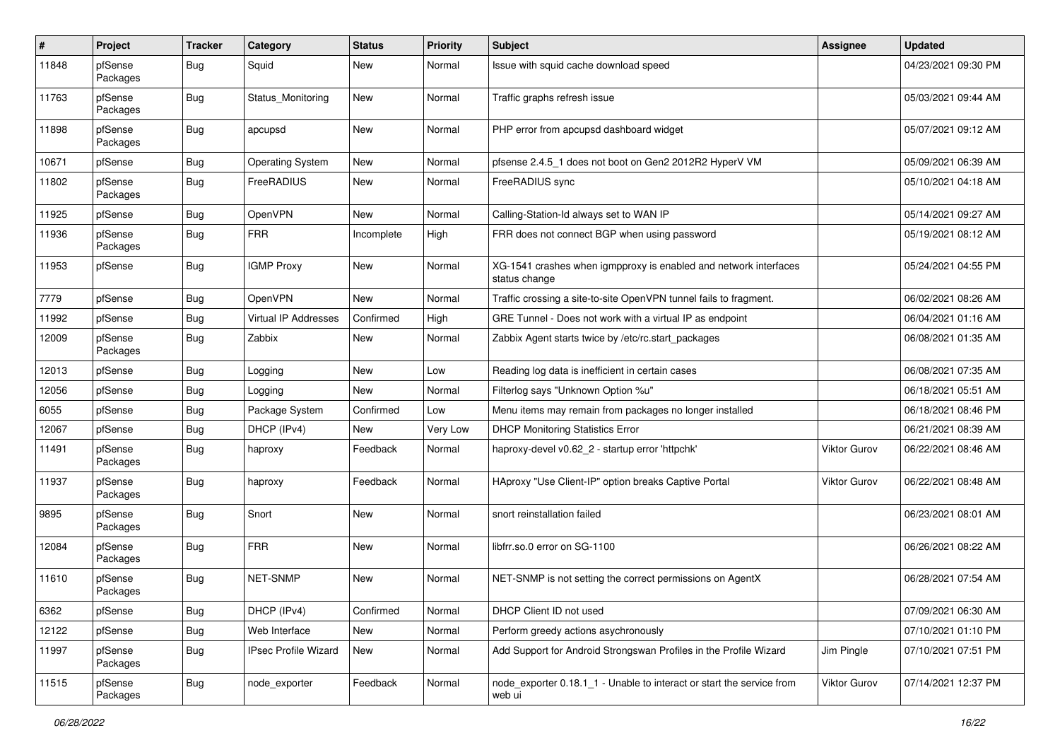| # | Project | Tracker | Category | Status | Priority | Subject | Assignee | Updated |
|---|---|---|---|---|---|---|---|---|
| 11848 | pfSense Packages | Bug | Squid | New | Normal | Issue with squid cache download speed | | 04/23/2021 09:30 PM |
| 11763 | pfSense Packages | Bug | Status_Monitoring | New | Normal | Traffic graphs refresh issue | | 05/03/2021 09:44 AM |
| 11898 | pfSense Packages | Bug | apcupsd | New | Normal | PHP error from apcupsd dashboard widget | | 05/07/2021 09:12 AM |
| 10671 | pfSense | Bug | Operating System | New | Normal | pfsense 2.4.5_1 does not boot on Gen2 2012R2 HyperV VM | | 05/09/2021 06:39 AM |
| 11802 | pfSense Packages | Bug | FreeRADIUS | New | Normal | FreeRADIUS sync | | 05/10/2021 04:18 AM |
| 11925 | pfSense | Bug | OpenVPN | New | Normal | Calling-Station-Id always set to WAN IP | | 05/14/2021 09:27 AM |
| 11936 | pfSense Packages | Bug | FRR | Incomplete | High | FRR does not connect BGP when using password | | 05/19/2021 08:12 AM |
| 11953 | pfSense | Bug | IGMP Proxy | New | Normal | XG-1541 crashes when igmpproxy is enabled and network interfaces status change | | 05/24/2021 04:55 PM |
| 7779 | pfSense | Bug | OpenVPN | New | Normal | Traffic crossing a site-to-site OpenVPN tunnel fails to fragment. | | 06/02/2021 08:26 AM |
| 11992 | pfSense | Bug | Virtual IP Addresses | Confirmed | High | GRE Tunnel - Does not work with a virtual IP as endpoint | | 06/04/2021 01:16 AM |
| 12009 | pfSense Packages | Bug | Zabbix | New | Normal | Zabbix Agent starts twice by /etc/rc.start_packages | | 06/08/2021 01:35 AM |
| 12013 | pfSense | Bug | Logging | New | Low | Reading log data is inefficient in certain cases | | 06/08/2021 07:35 AM |
| 12056 | pfSense | Bug | Logging | New | Normal | Filterlog says "Unknown Option %u" | | 06/18/2021 05:51 AM |
| 6055 | pfSense | Bug | Package System | Confirmed | Low | Menu items may remain from packages no longer installed | | 06/18/2021 08:46 PM |
| 12067 | pfSense | Bug | DHCP (IPv4) | New | Very Low | DHCP Monitoring Statistics Error | | 06/21/2021 08:39 AM |
| 11491 | pfSense Packages | Bug | haproxy | Feedback | Normal | haproxy-devel v0.62_2 - startup error 'httpchk' | Viktor Gurov | 06/22/2021 08:46 AM |
| 11937 | pfSense Packages | Bug | haproxy | Feedback | Normal | HAproxy "Use Client-IP" option breaks Captive Portal | Viktor Gurov | 06/22/2021 08:48 AM |
| 9895 | pfSense Packages | Bug | Snort | New | Normal | snort reinstallation failed | | 06/23/2021 08:01 AM |
| 12084 | pfSense Packages | Bug | FRR | New | Normal | libfrr.so.0 error on SG-1100 | | 06/26/2021 08:22 AM |
| 11610 | pfSense Packages | Bug | NET-SNMP | New | Normal | NET-SNMP is not setting the correct permissions on AgentX | | 06/28/2021 07:54 AM |
| 6362 | pfSense | Bug | DHCP (IPv4) | Confirmed | Normal | DHCP Client ID not used | | 07/09/2021 06:30 AM |
| 12122 | pfSense | Bug | Web Interface | New | Normal | Perform greedy actions asychronously | | 07/10/2021 01:10 PM |
| 11997 | pfSense Packages | Bug | IPsec Profile Wizard | New | Normal | Add Support for Android Strongswan Profiles in the Profile Wizard | Jim Pingle | 07/10/2021 07:51 PM |
| 11515 | pfSense Packages | Bug | node_exporter | Feedback | Normal | node_exporter 0.18.1_1 - Unable to interact or start the service from web ui | Viktor Gurov | 07/14/2021 12:37 PM |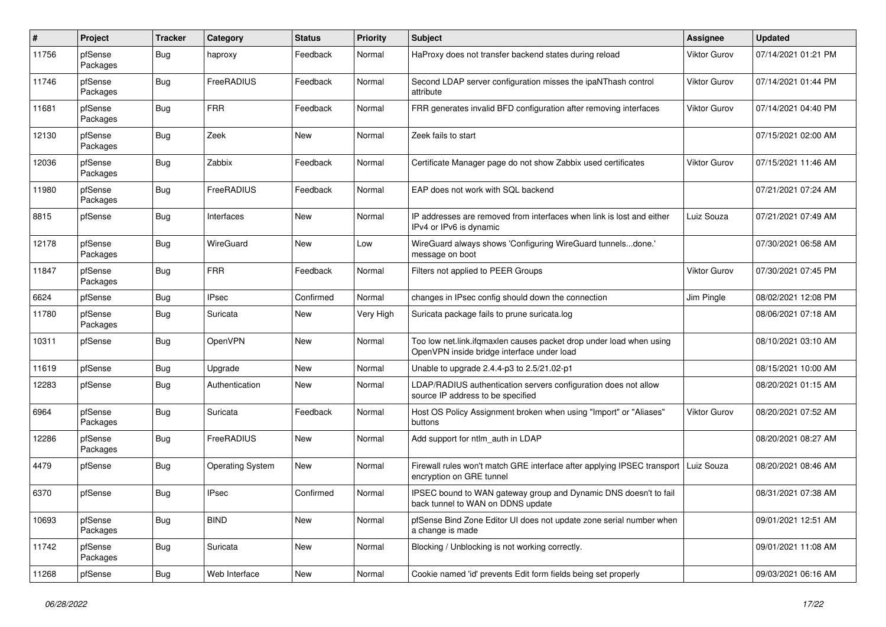| # | Project | Tracker | Category | Status | Priority | Subject | Assignee | Updated |
|---|---|---|---|---|---|---|---|---|
| 11756 | pfSense Packages | Bug | haproxy | Feedback | Normal | HaProxy does not transfer backend states during reload | Viktor Gurov | 07/14/2021 01:21 PM |
| 11746 | pfSense Packages | Bug | FreeRADIUS | Feedback | Normal | Second LDAP server configuration misses the ipaNThash control attribute | Viktor Gurov | 07/14/2021 01:44 PM |
| 11681 | pfSense Packages | Bug | FRR | Feedback | Normal | FRR generates invalid BFD configuration after removing interfaces | Viktor Gurov | 07/14/2021 04:40 PM |
| 12130 | pfSense Packages | Bug | Zeek | New | Normal | Zeek fails to start | | 07/15/2021 02:00 AM |
| 12036 | pfSense Packages | Bug | Zabbix | Feedback | Normal | Certificate Manager page do not show Zabbix used certificates | Viktor Gurov | 07/15/2021 11:46 AM |
| 11980 | pfSense Packages | Bug | FreeRADIUS | Feedback | Normal | EAP does not work with SQL backend | | 07/21/2021 07:24 AM |
| 8815 | pfSense | Bug | Interfaces | New | Normal | IP addresses are removed from interfaces when link is lost and either IPv4 or IPv6 is dynamic | Luiz Souza | 07/21/2021 07:49 AM |
| 12178 | pfSense Packages | Bug | WireGuard | New | Low | WireGuard always shows 'Configuring WireGuard tunnels...done.' message on boot | | 07/30/2021 06:58 AM |
| 11847 | pfSense Packages | Bug | FRR | Feedback | Normal | Filters not applied to PEER Groups | Viktor Gurov | 07/30/2021 07:45 PM |
| 6624 | pfSense | Bug | IPsec | Confirmed | Normal | changes in IPsec config should down the connection | Jim Pingle | 08/02/2021 12:08 PM |
| 11780 | pfSense Packages | Bug | Suricata | New | Very High | Suricata package fails to prune suricata.log | | 08/06/2021 07:18 AM |
| 10311 | pfSense | Bug | OpenVPN | New | Normal | Too low net.link.ifqmaxlen causes packet drop under load when using OpenVPN inside bridge interface under load | | 08/10/2021 03:10 AM |
| 11619 | pfSense | Bug | Upgrade | New | Normal | Unable to upgrade 2.4.4-p3 to 2.5/21.02-p1 | | 08/15/2021 10:00 AM |
| 12283 | pfSense | Bug | Authentication | New | Normal | LDAP/RADIUS authentication servers configuration does not allow source IP address to be specified | | 08/20/2021 01:15 AM |
| 6964 | pfSense Packages | Bug | Suricata | Feedback | Normal | Host OS Policy Assignment broken when using "Import" or "Aliases" buttons | Viktor Gurov | 08/20/2021 07:52 AM |
| 12286 | pfSense Packages | Bug | FreeRADIUS | New | Normal | Add support for ntlm_auth in LDAP | | 08/20/2021 08:27 AM |
| 4479 | pfSense | Bug | Operating System | New | Normal | Firewall rules won't match GRE interface after applying IPSEC transport encryption on GRE tunnel | Luiz Souza | 08/20/2021 08:46 AM |
| 6370 | pfSense | Bug | IPsec | Confirmed | Normal | IPSEC bound to WAN gateway group and Dynamic DNS doesn't to fail back tunnel to WAN on DDNS update | | 08/31/2021 07:38 AM |
| 10693 | pfSense Packages | Bug | BIND | New | Normal | pfSense Bind Zone Editor UI does not update zone serial number when a change is made | | 09/01/2021 12:51 AM |
| 11742 | pfSense Packages | Bug | Suricata | New | Normal | Blocking / Unblocking is not working correctly. | | 09/01/2021 11:08 AM |
| 11268 | pfSense | Bug | Web Interface | New | Normal | Cookie named 'id' prevents Edit form fields being set properly | | 09/03/2021 06:16 AM |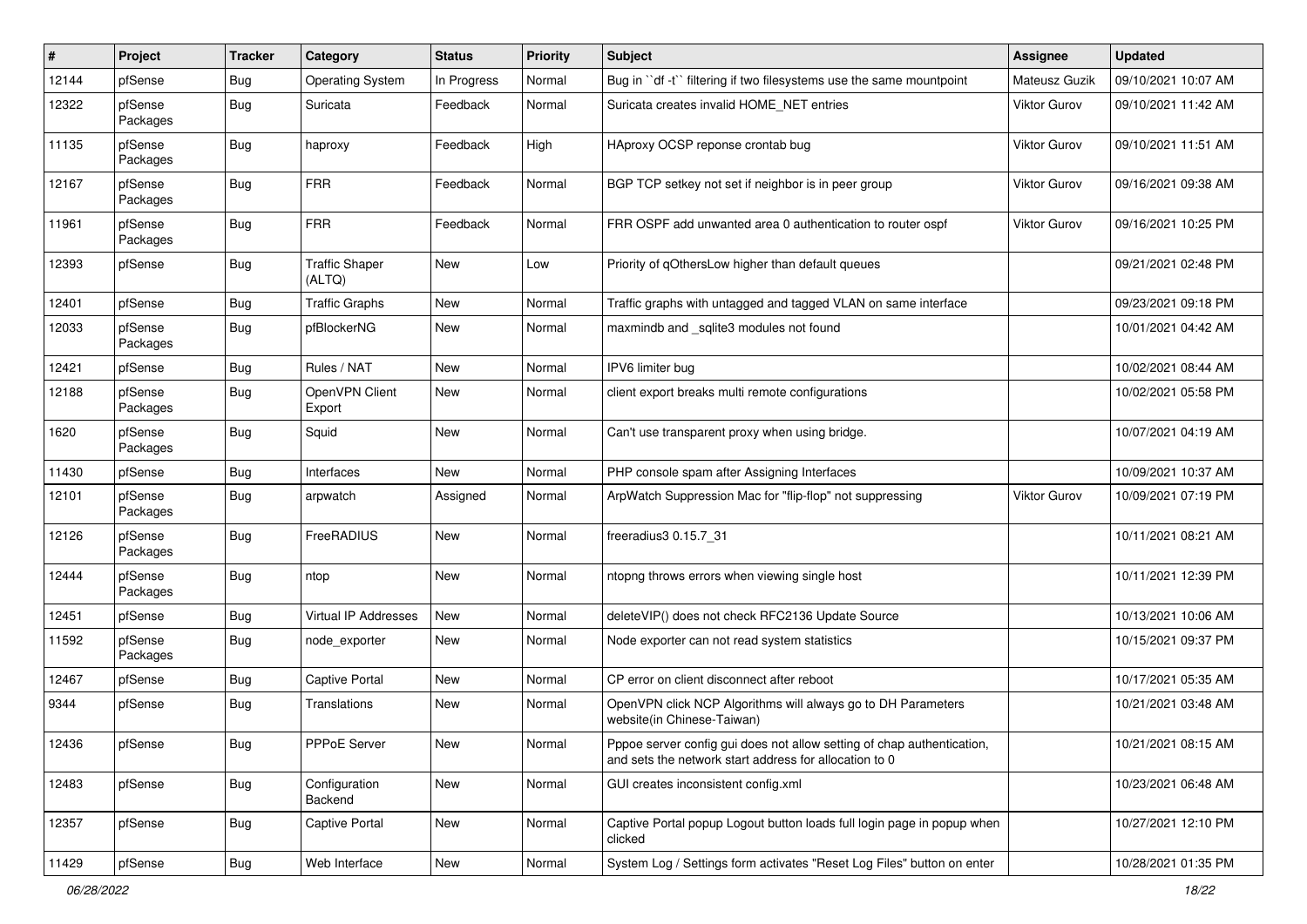| # | Project | Tracker | Category | Status | Priority | Subject | Assignee | Updated |
|---|---|---|---|---|---|---|---|---|
| 12144 | pfSense | Bug | Operating System | In Progress | Normal | Bug in ``df -t`` filtering if two filesystems use the same mountpoint | Mateusz Guzik | 09/10/2021 10:07 AM |
| 12322 | pfSense Packages | Bug | Suricata | Feedback | Normal | Suricata creates invalid HOME_NET entries | Viktor Gurov | 09/10/2021 11:42 AM |
| 11135 | pfSense Packages | Bug | haproxy | Feedback | High | HAproxy OCSP reponse crontab bug | Viktor Gurov | 09/10/2021 11:51 AM |
| 12167 | pfSense Packages | Bug | FRR | Feedback | Normal | BGP TCP setkey not set if neighbor is in peer group | Viktor Gurov | 09/16/2021 09:38 AM |
| 11961 | pfSense Packages | Bug | FRR | Feedback | Normal | FRR OSPF add unwanted area 0 authentication to router ospf | Viktor Gurov | 09/16/2021 10:25 PM |
| 12393 | pfSense | Bug | Traffic Shaper (ALTQ) | New | Low | Priority of qOthersLow higher than default queues | | 09/21/2021 02:48 PM |
| 12401 | pfSense | Bug | Traffic Graphs | New | Normal | Traffic graphs with untagged and tagged VLAN on same interface | | 09/23/2021 09:18 PM |
| 12033 | pfSense Packages | Bug | pfBlockerNG | New | Normal | maxmindb and _sqlite3 modules not found | | 10/01/2021 04:42 AM |
| 12421 | pfSense | Bug | Rules / NAT | New | Normal | IPV6 limiter bug | | 10/02/2021 08:44 AM |
| 12188 | pfSense Packages | Bug | OpenVPN Client Export | New | Normal | client export breaks multi remote configurations | | 10/02/2021 05:58 PM |
| 1620 | pfSense Packages | Bug | Squid | New | Normal | Can't use transparent proxy when using bridge. | | 10/07/2021 04:19 AM |
| 11430 | pfSense | Bug | Interfaces | New | Normal | PHP console spam after Assigning Interfaces | | 10/09/2021 10:37 AM |
| 12101 | pfSense Packages | Bug | arpwatch | Assigned | Normal | ArpWatch Suppression Mac for "flip-flop" not suppressing | Viktor Gurov | 10/09/2021 07:19 PM |
| 12126 | pfSense Packages | Bug | FreeRADIUS | New | Normal | freeradius3 0.15.7_31 | | 10/11/2021 08:21 AM |
| 12444 | pfSense Packages | Bug | ntop | New | Normal | ntopng throws errors when viewing single host | | 10/11/2021 12:39 PM |
| 12451 | pfSense | Bug | Virtual IP Addresses | New | Normal | deleteVIP() does not check RFC2136 Update Source | | 10/13/2021 10:06 AM |
| 11592 | pfSense Packages | Bug | node_exporter | New | Normal | Node exporter can not read system statistics | | 10/15/2021 09:37 PM |
| 12467 | pfSense | Bug | Captive Portal | New | Normal | CP error on client disconnect after reboot | | 10/17/2021 05:35 AM |
| 9344 | pfSense | Bug | Translations | New | Normal | OpenVPN click NCP Algorithms will always go to DH Parameters website(in Chinese-Taiwan) | | 10/21/2021 03:48 AM |
| 12436 | pfSense | Bug | PPPoE Server | New | Normal | Pppoe server config gui does not allow setting of chap authentication, and sets the network start address for allocation to 0 | | 10/21/2021 08:15 AM |
| 12483 | pfSense | Bug | Configuration Backend | New | Normal | GUI creates inconsistent config.xml | | 10/23/2021 06:48 AM |
| 12357 | pfSense | Bug | Captive Portal | New | Normal | Captive Portal popup Logout button loads full login page in popup when clicked | | 10/27/2021 12:10 PM |
| 11429 | pfSense | Bug | Web Interface | New | Normal | System Log / Settings form activates "Reset Log Files" button on enter | | 10/28/2021 01:35 PM |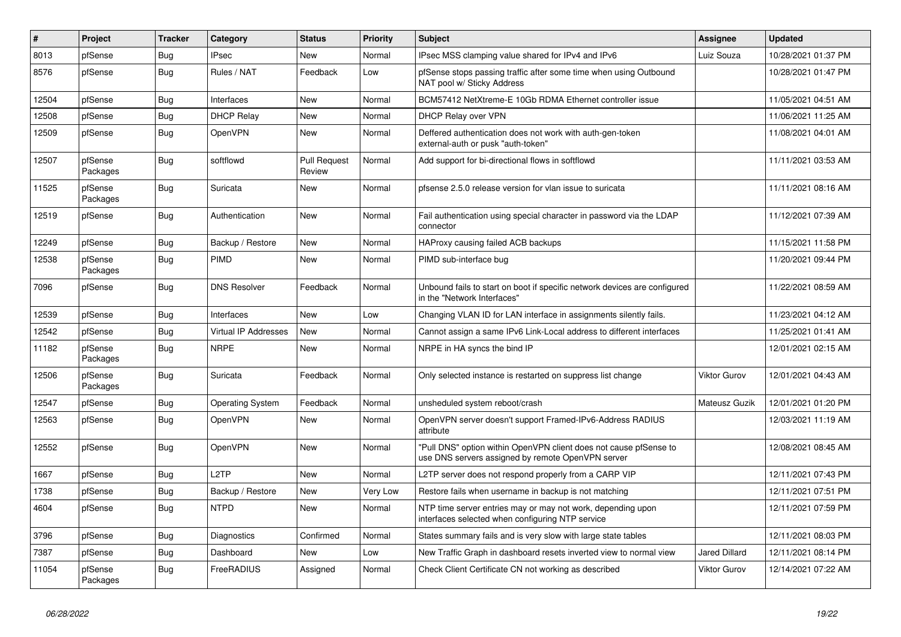| # | Project | Tracker | Category | Status | Priority | Subject | Assignee | Updated |
|---|---|---|---|---|---|---|---|---|
| 8013 | pfSense | Bug | IPsec | New | Normal | IPsec MSS clamping value shared for IPv4 and IPv6 | Luiz Souza | 10/28/2021 01:37 PM |
| 8576 | pfSense | Bug | Rules / NAT | Feedback | Low | pfSense stops passing traffic after some time when using Outbound NAT pool w/ Sticky Address | | 10/28/2021 01:47 PM |
| 12504 | pfSense | Bug | Interfaces | New | Normal | BCM57412 NetXtreme-E 10Gb RDMA Ethernet controller issue | | 11/05/2021 04:51 AM |
| 12508 | pfSense | Bug | DHCP Relay | New | Normal | DHCP Relay over VPN | | 11/06/2021 11:25 AM |
| 12509 | pfSense | Bug | OpenVPN | New | Normal | Deffered authentication does not work with auth-gen-token external-auth or pusk "auth-token" | | 11/08/2021 04:01 AM |
| 12507 | pfSense Packages | Bug | softflowd | Pull Request Review | Normal | Add support for bi-directional flows in softflowd | | 11/11/2021 03:53 AM |
| 11525 | pfSense Packages | Bug | Suricata | New | Normal | pfsense 2.5.0 release version for vlan issue to suricata | | 11/11/2021 08:16 AM |
| 12519 | pfSense | Bug | Authentication | New | Normal | Fail authentication using special character in password via the LDAP connector | | 11/12/2021 07:39 AM |
| 12249 | pfSense | Bug | Backup / Restore | New | Normal | HAProxy causing failed ACB backups | | 11/15/2021 11:58 PM |
| 12538 | pfSense Packages | Bug | PIMD | New | Normal | PIMD sub-interface bug | | 11/20/2021 09:44 PM |
| 7096 | pfSense | Bug | DNS Resolver | Feedback | Normal | Unbound fails to start on boot if specific network devices are configured in the "Network Interfaces" | | 11/22/2021 08:59 AM |
| 12539 | pfSense | Bug | Interfaces | New | Low | Changing VLAN ID for LAN interface in assignments silently fails. | | 11/23/2021 04:12 AM |
| 12542 | pfSense | Bug | Virtual IP Addresses | New | Normal | Cannot assign a same IPv6 Link-Local address to different interfaces | | 11/25/2021 01:41 AM |
| 11182 | pfSense Packages | Bug | NRPE | New | Normal | NRPE in HA syncs the bind IP | | 12/01/2021 02:15 AM |
| 12506 | pfSense Packages | Bug | Suricata | Feedback | Normal | Only selected instance is restarted on suppress list change | Viktor Gurov | 12/01/2021 04:43 AM |
| 12547 | pfSense | Bug | Operating System | Feedback | Normal | unsheduled system reboot/crash | Mateusz Guzik | 12/01/2021 01:20 PM |
| 12563 | pfSense | Bug | OpenVPN | New | Normal | OpenVPN server doesn't support Framed-IPv6-Address RADIUS attribute | | 12/03/2021 11:19 AM |
| 12552 | pfSense | Bug | OpenVPN | New | Normal | "Pull DNS" option within OpenVPN client does not cause pfSense to use DNS servers assigned by remote OpenVPN server | | 12/08/2021 08:45 AM |
| 1667 | pfSense | Bug | L2TP | New | Normal | L2TP server does not respond properly from a CARP VIP | | 12/11/2021 07:43 PM |
| 1738 | pfSense | Bug | Backup / Restore | New | Very Low | Restore fails when username in backup is not matching | | 12/11/2021 07:51 PM |
| 4604 | pfSense | Bug | NTPD | New | Normal | NTP time server entries may or may not work, depending upon interfaces selected when configuring NTP service | | 12/11/2021 07:59 PM |
| 3796 | pfSense | Bug | Diagnostics | Confirmed | Normal | States summary fails and is very slow with large state tables | | 12/11/2021 08:03 PM |
| 7387 | pfSense | Bug | Dashboard | New | Low | New Traffic Graph in dashboard resets inverted view to normal view | Jared Dillard | 12/11/2021 08:14 PM |
| 11054 | pfSense Packages | Bug | FreeRADIUS | Assigned | Normal | Check Client Certificate CN not working as described | Viktor Gurov | 12/14/2021 07:22 AM |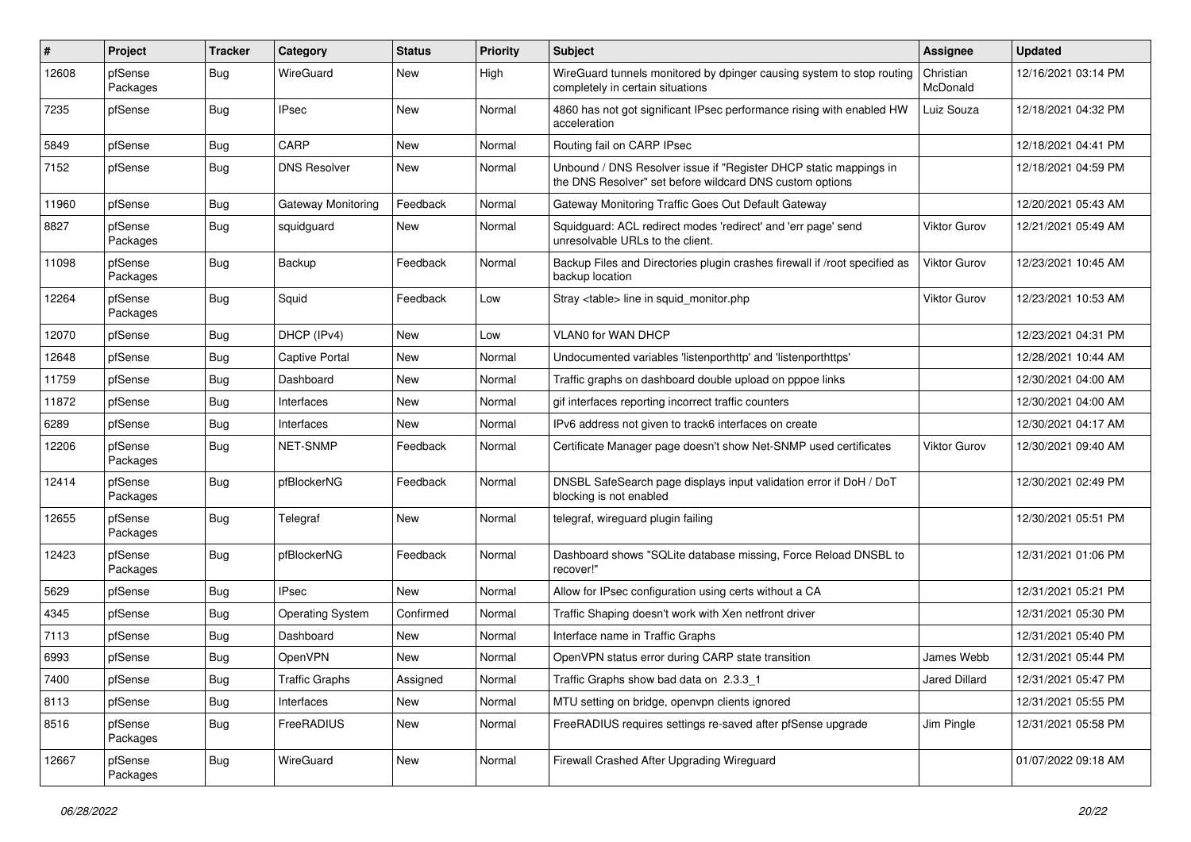| # | Project | Tracker | Category | Status | Priority | Subject | Assignee | Updated |
|---|---|---|---|---|---|---|---|---|
| 12608 | pfSense Packages | Bug | WireGuard | New | High | WireGuard tunnels monitored by dpinger causing system to stop routing completely in certain situations | Christian McDonald | 12/16/2021 03:14 PM |
| 7235 | pfSense | Bug | IPsec | New | Normal | 4860 has not got significant IPsec performance rising with enabled HW acceleration | Luiz Souza | 12/18/2021 04:32 PM |
| 5849 | pfSense | Bug | CARP | New | Normal | Routing fail on CARP IPsec | | 12/18/2021 04:41 PM |
| 7152 | pfSense | Bug | DNS Resolver | New | Normal | Unbound / DNS Resolver issue if "Register DHCP static mappings in the DNS Resolver" set before wildcard DNS custom options | | 12/18/2021 04:59 PM |
| 11960 | pfSense | Bug | Gateway Monitoring | Feedback | Normal | Gateway Monitoring Traffic Goes Out Default Gateway | | 12/20/2021 05:43 AM |
| 8827 | pfSense Packages | Bug | squidguard | New | Normal | Squidguard: ACL redirect modes 'redirect' and 'err page' send unresolvable URLs to the client. | Viktor Gurov | 12/21/2021 05:49 AM |
| 11098 | pfSense Packages | Bug | Backup | Feedback | Normal | Backup Files and Directories plugin crashes firewall if /root specified as backup location | Viktor Gurov | 12/23/2021 10:45 AM |
| 12264 | pfSense Packages | Bug | Squid | Feedback | Low | Stray <table> line in squid_monitor.php | Viktor Gurov | 12/23/2021 10:53 AM |
| 12070 | pfSense | Bug | DHCP (IPv4) | New | Low | VLAN0 for WAN DHCP | | 12/23/2021 04:31 PM |
| 12648 | pfSense | Bug | Captive Portal | New | Normal | Undocumented variables 'listenporthttp' and 'listenporthttps' | | 12/28/2021 10:44 AM |
| 11759 | pfSense | Bug | Dashboard | New | Normal | Traffic graphs on dashboard double upload on pppoe links | | 12/30/2021 04:00 AM |
| 11872 | pfSense | Bug | Interfaces | New | Normal | gif interfaces reporting incorrect traffic counters | | 12/30/2021 04:00 AM |
| 6289 | pfSense | Bug | Interfaces | New | Normal | IPv6 address not given to track6 interfaces on create | | 12/30/2021 04:17 AM |
| 12206 | pfSense Packages | Bug | NET-SNMP | Feedback | Normal | Certificate Manager page doesn't show Net-SNMP used certificates | Viktor Gurov | 12/30/2021 09:40 AM |
| 12414 | pfSense Packages | Bug | pfBlockerNG | Feedback | Normal | DNSBL SafeSearch page displays input validation error if DoH / DoT blocking is not enabled | | 12/30/2021 02:49 PM |
| 12655 | pfSense Packages | Bug | Telegraf | New | Normal | telegraf, wireguard plugin failing | | 12/30/2021 05:51 PM |
| 12423 | pfSense Packages | Bug | pfBlockerNG | Feedback | Normal | Dashboard shows "SQLite database missing, Force Reload DNSBL to recover!" | | 12/31/2021 01:06 PM |
| 5629 | pfSense | Bug | IPsec | New | Normal | Allow for IPsec configuration using certs without a CA | | 12/31/2021 05:21 PM |
| 4345 | pfSense | Bug | Operating System | Confirmed | Normal | Traffic Shaping doesn't work with Xen netfront driver | | 12/31/2021 05:30 PM |
| 7113 | pfSense | Bug | Dashboard | New | Normal | Interface name in Traffic Graphs | | 12/31/2021 05:40 PM |
| 6993 | pfSense | Bug | OpenVPN | New | Normal | OpenVPN status error during CARP state transition | James Webb | 12/31/2021 05:44 PM |
| 7400 | pfSense | Bug | Traffic Graphs | Assigned | Normal | Traffic Graphs show bad data on 2.3.3_1 | Jared Dillard | 12/31/2021 05:47 PM |
| 8113 | pfSense | Bug | Interfaces | New | Normal | MTU setting on bridge, openvpn clients ignored | | 12/31/2021 05:55 PM |
| 8516 | pfSense Packages | Bug | FreeRADIUS | New | Normal | FreeRADIUS requires settings re-saved after pfSense upgrade | Jim Pingle | 12/31/2021 05:58 PM |
| 12667 | pfSense Packages | Bug | WireGuard | New | Normal | Firewall Crashed After Upgrading Wireguard | | 01/07/2022 09:18 AM |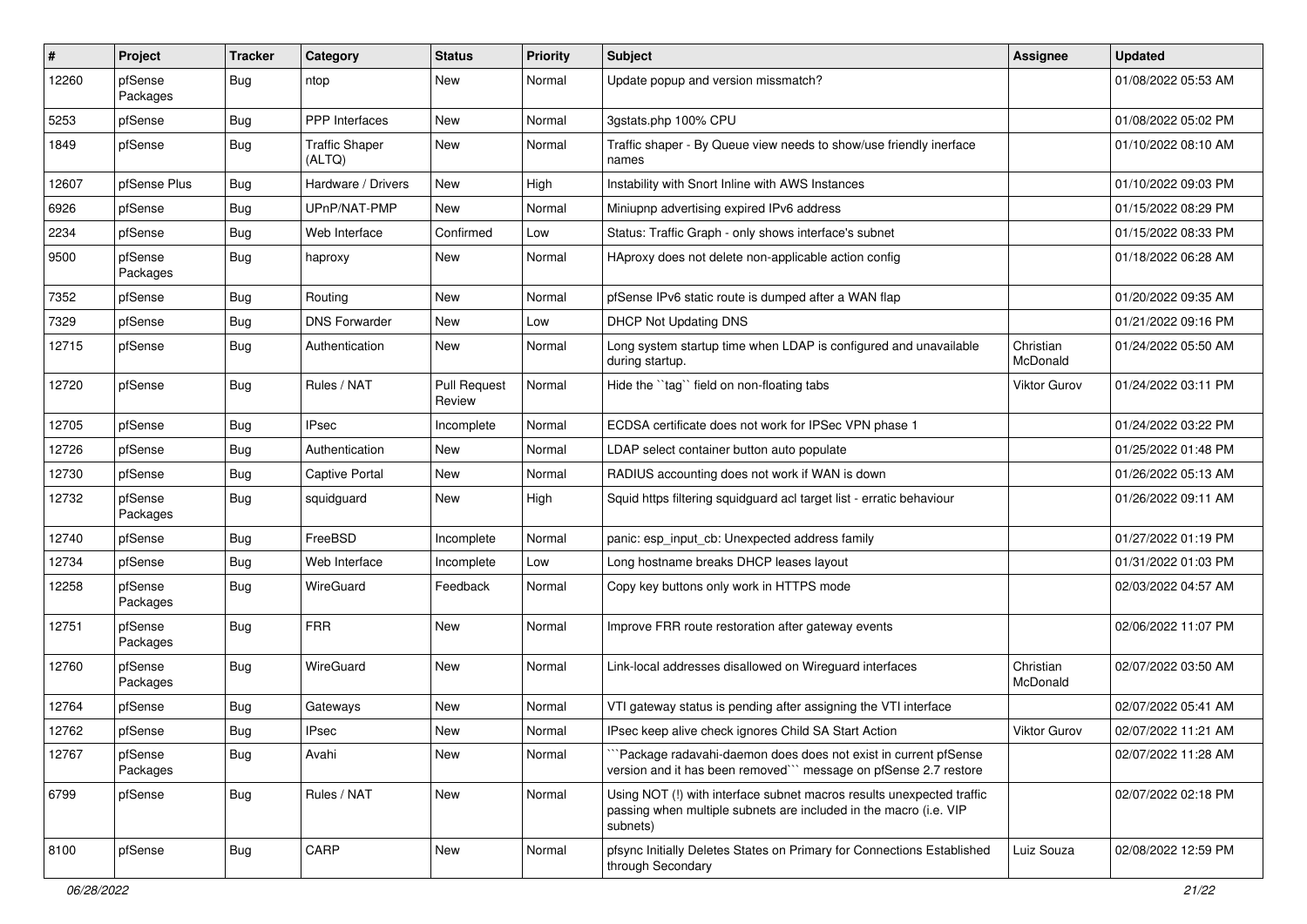| # | Project | Tracker | Category | Status | Priority | Subject | Assignee | Updated |
|---|---|---|---|---|---|---|---|---|
| 12260 | pfSense Packages | Bug | ntop | New | Normal | Update popup and version missmatch? | | 01/08/2022 05:53 AM |
| 5253 | pfSense | Bug | PPP Interfaces | New | Normal | 3gstats.php 100% CPU | | 01/08/2022 05:02 PM |
| 1849 | pfSense | Bug | Traffic Shaper (ALTQ) | New | Normal | Traffic shaper - By Queue view needs to show/use friendly inerface names | | 01/10/2022 08:10 AM |
| 12607 | pfSense Plus | Bug | Hardware / Drivers | New | High | Instability with Snort Inline with AWS Instances | | 01/10/2022 09:03 PM |
| 6926 | pfSense | Bug | UPnP/NAT-PMP | New | Normal | Miniupnp advertising expired IPv6 address | | 01/15/2022 08:29 PM |
| 2234 | pfSense | Bug | Web Interface | Confirmed | Low | Status: Traffic Graph - only shows interface's subnet | | 01/15/2022 08:33 PM |
| 9500 | pfSense Packages | Bug | haproxy | New | Normal | HAproxy does not delete non-applicable action config | | 01/18/2022 06:28 AM |
| 7352 | pfSense | Bug | Routing | New | Normal | pfSense IPv6 static route is dumped after a WAN flap | | 01/20/2022 09:35 AM |
| 7329 | pfSense | Bug | DNS Forwarder | New | Low | DHCP Not Updating DNS | | 01/21/2022 09:16 PM |
| 12715 | pfSense | Bug | Authentication | New | Normal | Long system startup time when LDAP is configured and unavailable during startup. | Christian McDonald | 01/24/2022 05:50 AM |
| 12720 | pfSense | Bug | Rules / NAT | Pull Request Review | Normal | Hide the ``tag`` field on non-floating tabs | Viktor Gurov | 01/24/2022 03:11 PM |
| 12705 | pfSense | Bug | IPsec | Incomplete | Normal | ECDSA certificate does not work for IPSec VPN phase 1 | | 01/24/2022 03:22 PM |
| 12726 | pfSense | Bug | Authentication | New | Normal | LDAP select container button auto populate | | 01/25/2022 01:48 PM |
| 12730 | pfSense | Bug | Captive Portal | New | Normal | RADIUS accounting does not work if WAN is down | | 01/26/2022 05:13 AM |
| 12732 | pfSense Packages | Bug | squidguard | New | High | Squid https filtering squidguard acl target list - erratic behaviour | | 01/26/2022 09:11 AM |
| 12740 | pfSense | Bug | FreeBSD | Incomplete | Normal | panic: esp_input_cb: Unexpected address family | | 01/27/2022 01:19 PM |
| 12734 | pfSense | Bug | Web Interface | Incomplete | Low | Long hostname breaks DHCP leases layout | | 01/31/2022 01:03 PM |
| 12258 | pfSense Packages | Bug | WireGuard | Feedback | Normal | Copy key buttons only work in HTTPS mode | | 02/03/2022 04:57 AM |
| 12751 | pfSense Packages | Bug | FRR | New | Normal | Improve FRR route restoration after gateway events | | 02/06/2022 11:07 PM |
| 12760 | pfSense Packages | Bug | WireGuard | New | Normal | Link-local addresses disallowed on Wireguard interfaces | Christian McDonald | 02/07/2022 03:50 AM |
| 12764 | pfSense | Bug | Gateways | New | Normal | VTI gateway status is pending after assigning the VTI interface | | 02/07/2022 05:41 AM |
| 12762 | pfSense | Bug | IPsec | New | Normal | IPsec keep alive check ignores Child SA Start Action | Viktor Gurov | 02/07/2022 11:21 AM |
| 12767 | pfSense Packages | Bug | Avahi | New | Normal | ```Package radavahi-daemon does does not exist in current pfSense version and it has been removed``` message on pfSense 2.7 restore | | 02/07/2022 11:28 AM |
| 6799 | pfSense | Bug | Rules / NAT | New | Normal | Using NOT (!) with interface subnet macros results unexpected traffic passing when multiple subnets are included in the macro (i.e. VIP subnets) | | 02/07/2022 02:18 PM |
| 8100 | pfSense | Bug | CARP | New | Normal | pfsync Initially Deletes States on Primary for Connections Established through Secondary | Luiz Souza | 02/08/2022 12:59 PM |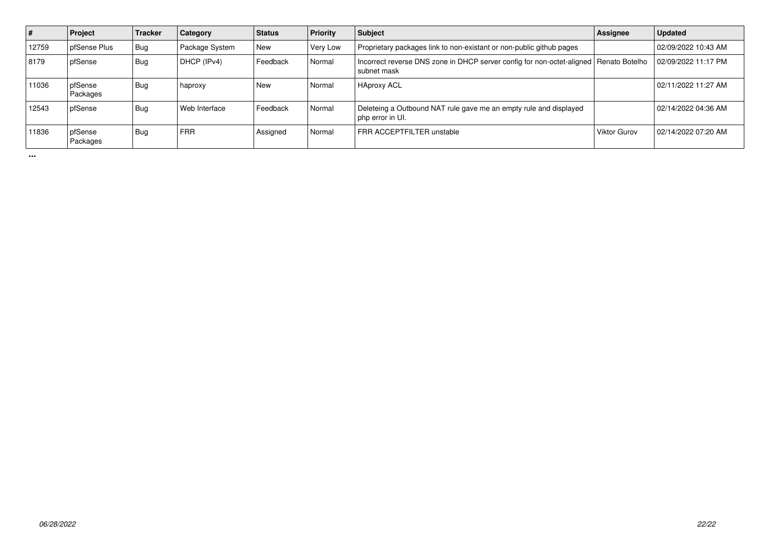| # | Project | Tracker | Category | Status | Priority | Subject | Assignee | Updated |
|---|---|---|---|---|---|---|---|---|
| 12759 | pfSense Plus | Bug | Package System | New | Very Low | Proprietary packages link to non-existant or non-public github pages | | 02/09/2022 10:43 AM |
| 8179 | pfSense | Bug | DHCP (IPv4) | Feedback | Normal | Incorrect reverse DNS zone in DHCP server config for non-octet-aligned subnet mask | Renato Botelho | 02/09/2022 11:17 PM |
| 11036 | pfSense Packages | Bug | haproxy | New | Normal | HAproxy ACL | | 02/11/2022 11:27 AM |
| 12543 | pfSense | Bug | Web Interface | Feedback | Normal | Deleteing a Outbound NAT rule gave me an empty rule and displayed php error in UI. | | 02/14/2022 04:36 AM |
| 11836 | pfSense Packages | Bug | FRR | Assigned | Normal | FRR ACCEPTFILTER unstable | Viktor Gurov | 02/14/2022 07:20 AM |

...